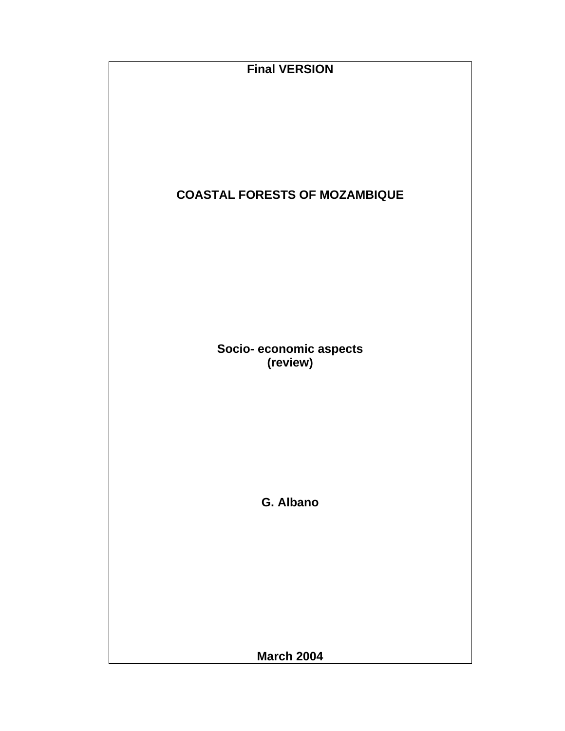**Final VERSION**

# COASTAL FORESTS OF MOZAMBIQUE

**Socio- economic aspects**
**(review)**

**G. Albano**

**March 2004**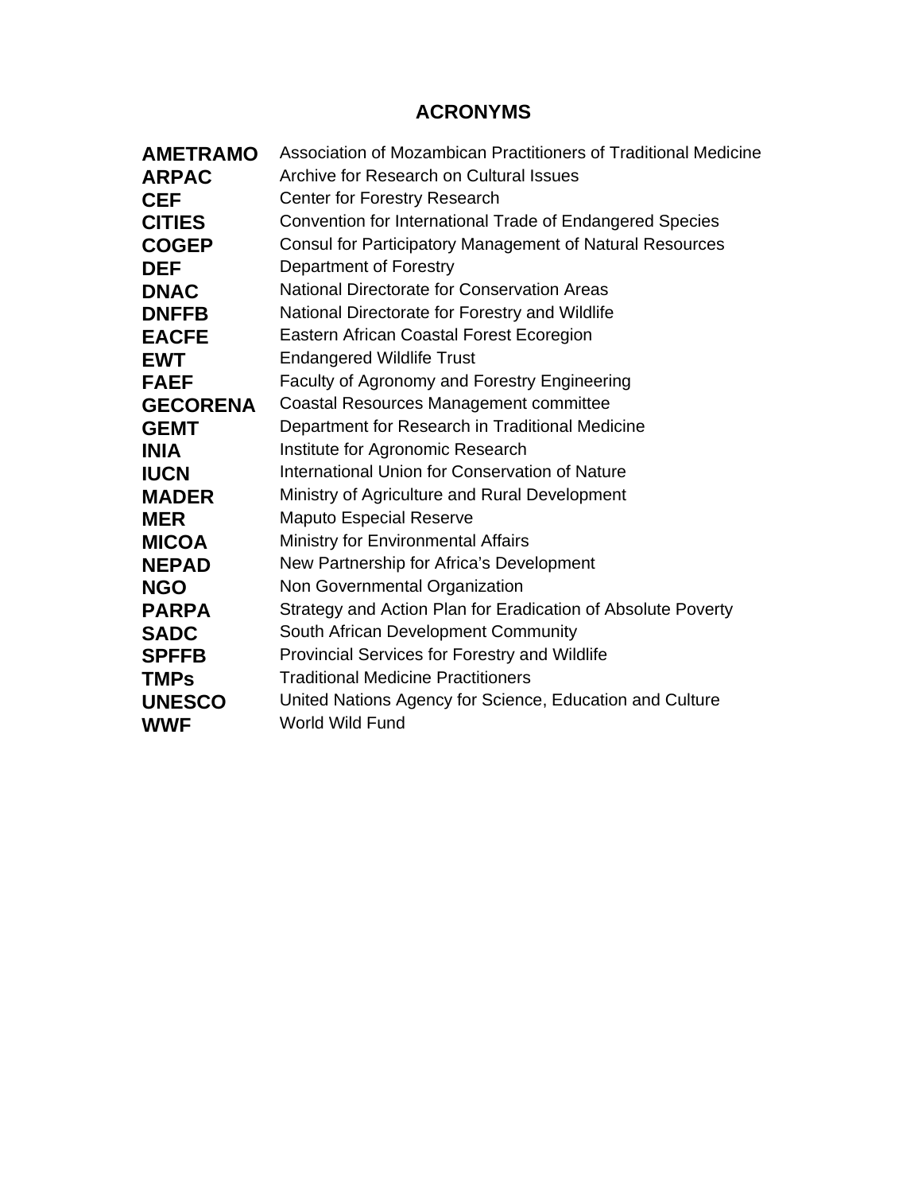## ACRONYMS

| | |
|---|---|
| **AMETRAMO** | Association of Mozambican Practitioners of Traditional Medicine |
| **ARPAC** | Archive for Research on Cultural Issues |
| **CEF** | Center for Forestry Research |
| **CITIES** | Convention for International Trade of Endangered Species |
| **COGEP** | Consul for Participatory Management of Natural Resources |
| **DEF** | Department of Forestry |
| **DNAC** | National Directorate for Conservation Areas |
| **DNFFB** | National Directorate for Forestry and Wildlife |
| **EACFE** | Eastern African Coastal Forest Ecoregion |
| **EWT** | Endangered Wildlife Trust |
| **FAEF** | Faculty of Agronomy and Forestry Engineering |
| **GECORENA** | Coastal Resources Management committee |
| **GEMT** | Department for Research in Traditional Medicine |
| **INIA** | Institute for Agronomic Research |
| **IUCN** | International Union for Conservation of Nature |
| **MADER** | Ministry of Agriculture and Rural Development |
| **MER** | Maputo Especial Reserve |
| **MICOA** | Ministry for Environmental Affairs |
| **NEPAD** | New Partnership for Africa's Development |
| **NGO** | Non Governmental Organization |
| **PARPA** | Strategy and Action Plan for Eradication of Absolute Poverty |
| **SADC** | South African Development Community |
| **SPFFB** | Provincial Services for Forestry and Wildlife |
| **TMPs** | Traditional Medicine Practitioners |
| **UNESCO** | United Nations Agency for Science, Education and Culture |
| **WWF** | World Wild Fund |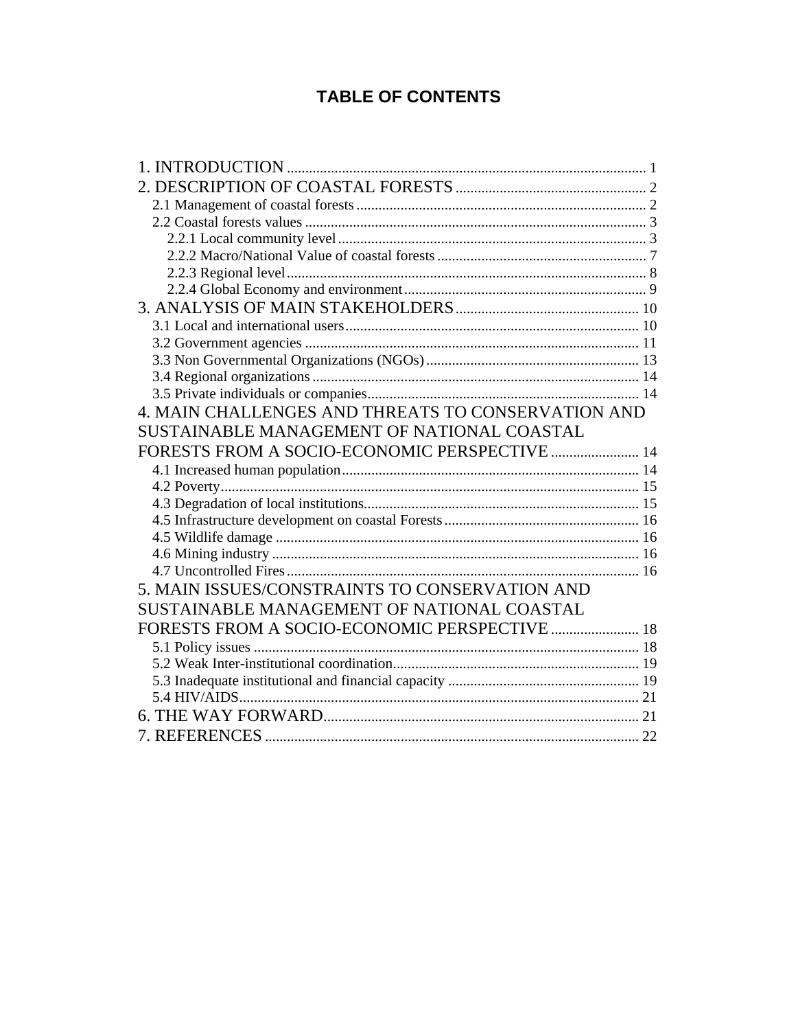# TABLE OF CONTENTS

1. INTRODUCTION ........................................................................................ 1
2. DESCRIPTION OF COASTAL FORESTS .................................................. 2
    2.1 Management of coastal forests ............................................................. 2
    2.2 Coastal forests values ........................................................................... 3
        2.2.1 Local community level ................................................................... 3
        2.2.2 Macro/National Value of coastal forests ........................................ 7
        2.2.3 Regional level ................................................................................. 8
        2.2.4 Global Economy and environment ................................................. 9
3. ANALYSIS OF MAIN STAKEHOLDERS ................................................ 10
    3.1 Local and international users ............................................................... 10
    3.2 Government agencies .......................................................................... 11
    3.3 Non Governmental Organizations (NGOs) .......................................... 13
    3.4 Regional organizations ........................................................................ 14
    3.5 Private individuals or companies ......................................................... 14
4. MAIN CHALLENGES AND THREATS TO CONSERVATION AND SUSTAINABLE MANAGEMENT OF NATIONAL COASTAL FORESTS FROM A SOCIO-ECONOMIC PERSPECTIVE ....................... 14
    4.1 Increased human population ................................................................ 14
    4.2 Poverty ................................................................................................. 15
    4.3 Degradation of local institutions .......................................................... 15
    4.5 Infrastructure development on coastal Forests .................................... 16
    4.5 Wildlife damage ................................................................................... 16
    4.6 Mining industry .................................................................................... 16
    4.7 Uncontrolled Fires ............................................................................... 16
5. MAIN ISSUES/CONSTRAINTS TO CONSERVATION AND SUSTAINABLE MANAGEMENT OF NATIONAL COASTAL FORESTS FROM A SOCIO-ECONOMIC PERSPECTIVE ....................... 18
    5.1 Policy issues ........................................................................................ 18
    5.2 Weak Inter-institutional coordination .................................................. 19
    5.3 Inadequate institutional and financial capacity ................................... 19
    5.4 HIV/AIDS ............................................................................................ 21
6. THE WAY FORWARD ............................................................................... 21
7. REFERENCES ............................................................................................ 22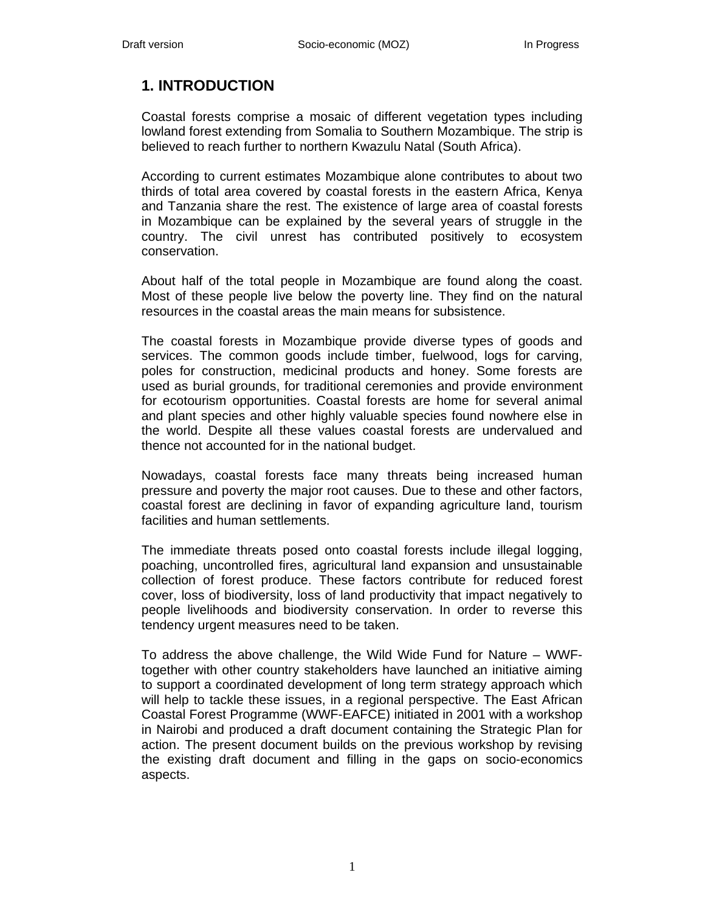# 1. INTRODUCTION

Coastal forests comprise a mosaic of different vegetation types including lowland forest extending from Somalia to Southern Mozambique. The strip is believed to reach further to northern Kwazulu Natal (South Africa).

According to current estimates Mozambique alone contributes to about two thirds of total area covered by coastal forests in the eastern Africa, Kenya and Tanzania share the rest. The existence of large area of coastal forests in Mozambique can be explained by the several years of struggle in the country. The civil unrest has contributed positively to ecosystem conservation.

About half of the total people in Mozambique are found along the coast. Most of these people live below the poverty line. They find on the natural resources in the coastal areas the main means for subsistence.

The coastal forests in Mozambique provide diverse types of goods and services. The common goods include timber, fuelwood, logs for carving, poles for construction, medicinal products and honey. Some forests are used as burial grounds, for traditional ceremonies and provide environment for ecotourism opportunities. Coastal forests are home for several animal and plant species and other highly valuable species found nowhere else in the world. Despite all these values coastal forests are undervalued and thence not accounted for in the national budget.

Nowadays, coastal forests face many threats being increased human pressure and poverty the major root causes. Due to these and other factors, coastal forest are declining in favor of expanding agriculture land, tourism facilities and human settlements.

The immediate threats posed onto coastal forests include illegal logging, poaching, uncontrolled fires, agricultural land expansion and unsustainable collection of forest produce. These factors contribute for reduced forest cover, loss of biodiversity, loss of land productivity that impact negatively to people livelihoods and biodiversity conservation. In order to reverse this tendency urgent measures need to be taken.

To address the above challenge, the Wild Wide Fund for Nature – WWF- together with other country stakeholders have launched an initiative aiming to support a coordinated development of long term strategy approach which will help to tackle these issues, in a regional perspective. The East African Coastal Forest Programme (WWF-EAFCE) initiated in 2001 with a workshop in Nairobi and produced a draft document containing the Strategic Plan for action. The present document builds on the previous workshop by revising the existing draft document and filling in the gaps on socio-economics aspects.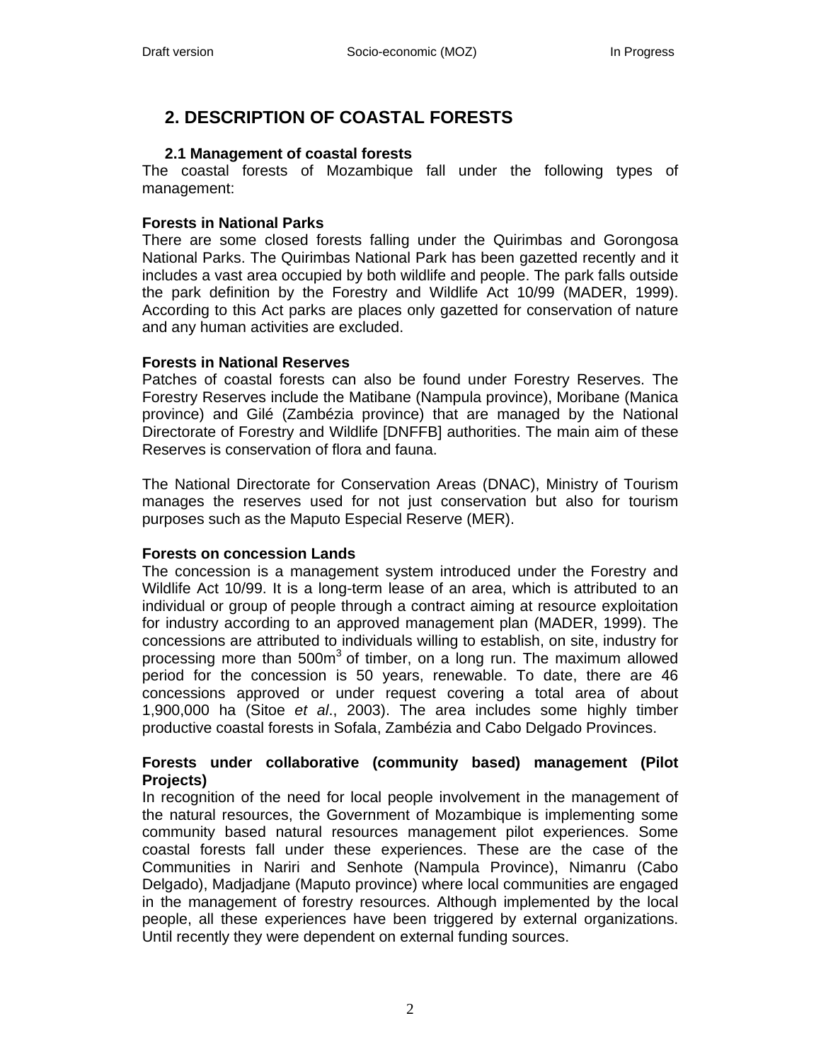## 2. DESCRIPTION OF COASTAL FORESTS

### 2.1 Management of coastal forests

The coastal forests of Mozambique fall under the following types of management:

**Forests in National Parks**

There are some closed forests falling under the Quirimbas and Gorongosa National Parks. The Quirimbas National Park has been gazetted recently and it includes a vast area occupied by both wildlife and people. The park falls outside the park definition by the Forestry and Wildlife Act 10/99 (MADER, 1999). According to this Act parks are places only gazetted for conservation of nature and any human activities are excluded.

**Forests in National Reserves**

Patches of coastal forests can also be found under Forestry Reserves. The Forestry Reserves include the Matibane (Nampula province), Moribane (Manica province) and Gilé (Zambézia province) that are managed by the National Directorate of Forestry and Wildlife [DNFFB] authorities. The main aim of these Reserves is conservation of flora and fauna.

The National Directorate for Conservation Areas (DNAC), Ministry of Tourism manages the reserves used for not just conservation but also for tourism purposes such as the Maputo Especial Reserve (MER).

**Forests on concession Lands**

The concession is a management system introduced under the Forestry and Wildlife Act 10/99. It is a long-term lease of an area, which is attributed to an individual or group of people through a contract aiming at resource exploitation for industry according to an approved management plan (MADER, 1999). The concessions are attributed to individuals willing to establish, on site, industry for processing more than $500m^3$ of timber, on a long run. The maximum allowed period for the concession is 50 years, renewable. To date, there are 46 concessions approved or under request covering a total area of about 1,900,000 ha (Sitoe *et al*., 2003). The area includes some highly timber productive coastal forests in Sofala, Zambézia and Cabo Delgado Provinces.

**Forests under collaborative (community based) management (Pilot Projects)**

In recognition of the need for local people involvement in the management of the natural resources, the Government of Mozambique is implementing some community based natural resources management pilot experiences. Some coastal forests fall under these experiences. These are the case of the Communities in Nariri and Senhote (Nampula Province), Nimanru (Cabo Delgado), Madjadjane (Maputo province) where local communities are engaged in the management of forestry resources. Although implemented by the local people, all these experiences have been triggered by external organizations. Until recently they were dependent on external funding sources.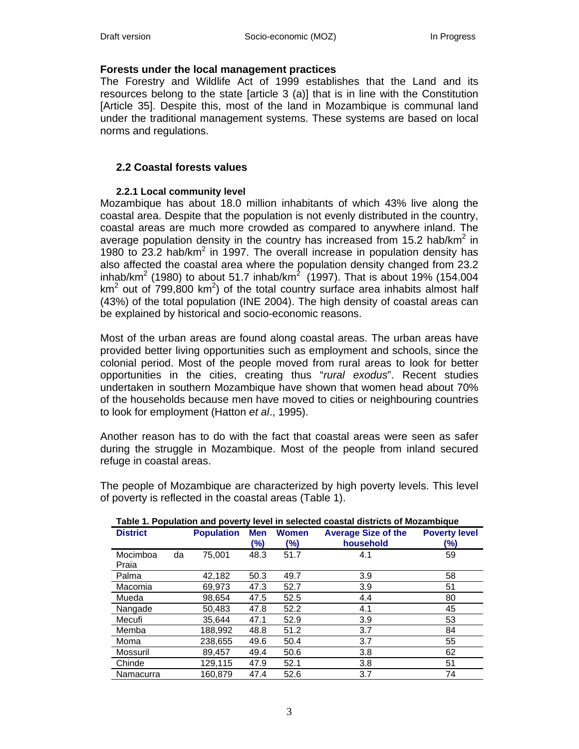**Forests under the local management practices**

The Forestry and Wildlife Act of 1999 establishes that the Land and its resources belong to the state [article 3 (a)] that is in line with the Constitution [Article 35]. Despite this, most of the land in Mozambique is communal land under the traditional management systems. These systems are based on local norms and regulations.

## 2.2 Coastal forests values

### 2.2.1 Local community level

Mozambique has about 18.0 million inhabitants of which 43% live along the coastal area. Despite that the population is not evenly distributed in the country, coastal areas are much more crowded as compared to anywhere inland. The average population density in the country has increased from 15.2 hab/km$^2$ in 1980 to 23.2 hab/km$^2$ in 1997. The overall increase in population density has also affected the coastal area where the population density changed from 23.2 inhab/km$^2$ (1980) to about 51.7 inhab/km$^2$ (1997). That is about 19% (154.004 km$^2$ out of 799,800 km$^2$) of the total country surface area inhabits almost half (43%) of the total population (INE 2004). The high density of coastal areas can be explained by historical and socio-economic reasons.

Most of the urban areas are found along coastal areas. The urban areas have provided better living opportunities such as employment and schools, since the colonial period. Most of the people moved from rural areas to look for better opportunities in the cities, creating thus "*rural exodus*". Recent studies undertaken in southern Mozambique have shown that women head about 70% of the households because men have moved to cities or neighbouring countries to look for employment (Hatton *et al*., 1995).

Another reason has to do with the fact that coastal areas were seen as safer during the struggle in Mozambique. Most of the people from inland secured refuge in coastal areas.

The people of Mozambique are characterized by high poverty levels. This level of poverty is reflected in the coastal areas (Table 1).

**Table 1. Population and poverty level in selected coastal districts of Mozambique**

| District | Population | Men (%) | Women (%) | Average Size of the household | Poverty level (%) |
|---|---|---|---|---|---|
| Mocimboa da Praia | 75,001 | 48.3 | 51.7 | 4.1 | 59 |
| Palma | 42,182 | 50.3 | 49.7 | 3.9 | 58 |
| Macomia | 69,973 | 47.3 | 52.7 | 3.9 | 51 |
| Mueda | 98,654 | 47.5 | 52.5 | 4.4 | 80 |
| Nangade | 50,483 | 47.8 | 52.2 | 4.1 | 45 |
| Mecufi | 35,644 | 47.1 | 52.9 | 3.9 | 53 |
| Memba | 188,992 | 48.8 | 51.2 | 3.7 | 84 |
| Moma | 238,655 | 49.6 | 50.4 | 3.7 | 55 |
| Mossuril | 89,457 | 49.4 | 50.6 | 3.8 | 62 |
| Chinde | 129,115 | 47.9 | 52.1 | 3.8 | 51 |
| Namacurra | 160,879 | 47.4 | 52.6 | 3.7 | 74 |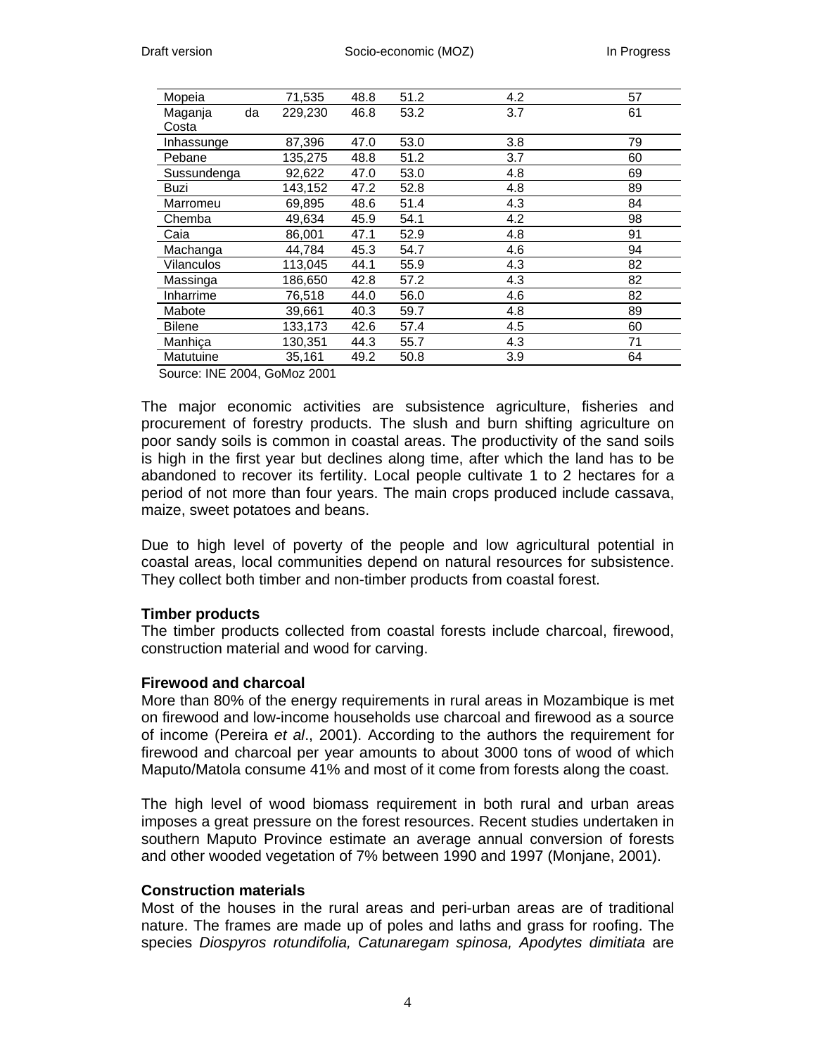| | | | | | |
|---|---|---|---|---|---|
| Mopeia | 71,535 | 48.8 | 51.2 | 4.2 | 57 |
| Maganja da Costa | 229,230 | 46.8 | 53.2 | 3.7 | 61 |
| Inhassunge | 87,396 | 47.0 | 53.0 | 3.8 | 79 |
| Pebane | 135,275 | 48.8 | 51.2 | 3.7 | 60 |
| Sussundenga | 92,622 | 47.0 | 53.0 | 4.8 | 69 |
| Buzi | 143,152 | 47.2 | 52.8 | 4.8 | 89 |
| Marromeu | 69,895 | 48.6 | 51.4 | 4.3 | 84 |
| Chemba | 49,634 | 45.9 | 54.1 | 4.2 | 98 |
| Caia | 86,001 | 47.1 | 52.9 | 4.8 | 91 |
| Machanga | 44,784 | 45.3 | 54.7 | 4.6 | 94 |
| Vilanculos | 113,045 | 44.1 | 55.9 | 4.3 | 82 |
| Massinga | 186,650 | 42.8 | 57.2 | 4.3 | 82 |
| Inharrime | 76,518 | 44.0 | 56.0 | 4.6 | 82 |
| Mabote | 39,661 | 40.3 | 59.7 | 4.8 | 89 |
| Bilene | 133,173 | 42.6 | 57.4 | 4.5 | 60 |
| Manhiça | 130,351 | 44.3 | 55.7 | 4.3 | 71 |
| Matutuine | 35,161 | 49.2 | 50.8 | 3.9 | 64 |

Source: INE 2004, GoMoz 2001

The major economic activities are subsistence agriculture, fisheries and procurement of forestry products. The slush and burn shifting agriculture on poor sandy soils is common in coastal areas. The productivity of the sand soils is high in the first year but declines along time, after which the land has to be abandoned to recover its fertility. Local people cultivate 1 to 2 hectares for a period of not more than four years. The main crops produced include cassava, maize, sweet potatoes and beans.

Due to high level of poverty of the people and low agricultural potential in coastal areas, local communities depend on natural resources for subsistence. They collect both timber and non-timber products from coastal forest.

**Timber products**

The timber products collected from coastal forests include charcoal, firewood, construction material and wood for carving.

**Firewood and charcoal**

More than 80% of the energy requirements in rural areas in Mozambique is met on firewood and low-income households use charcoal and firewood as a source of income (Pereira *et al*., 2001). According to the authors the requirement for firewood and charcoal per year amounts to about 3000 tons of wood of which Maputo/Matola consume 41% and most of it come from forests along the coast.

The high level of wood biomass requirement in both rural and urban areas imposes a great pressure on the forest resources. Recent studies undertaken in southern Maputo Province estimate an average annual conversion of forests and other wooded vegetation of 7% between 1990 and 1997 (Monjane, 2001).

**Construction materials**

Most of the houses in the rural areas and peri-urban areas are of traditional nature. The frames are made up of poles and laths and grass for roofing. The species *Diospyros rotundifolia, Catunaregam spinosa, Apodytes dimitiata* are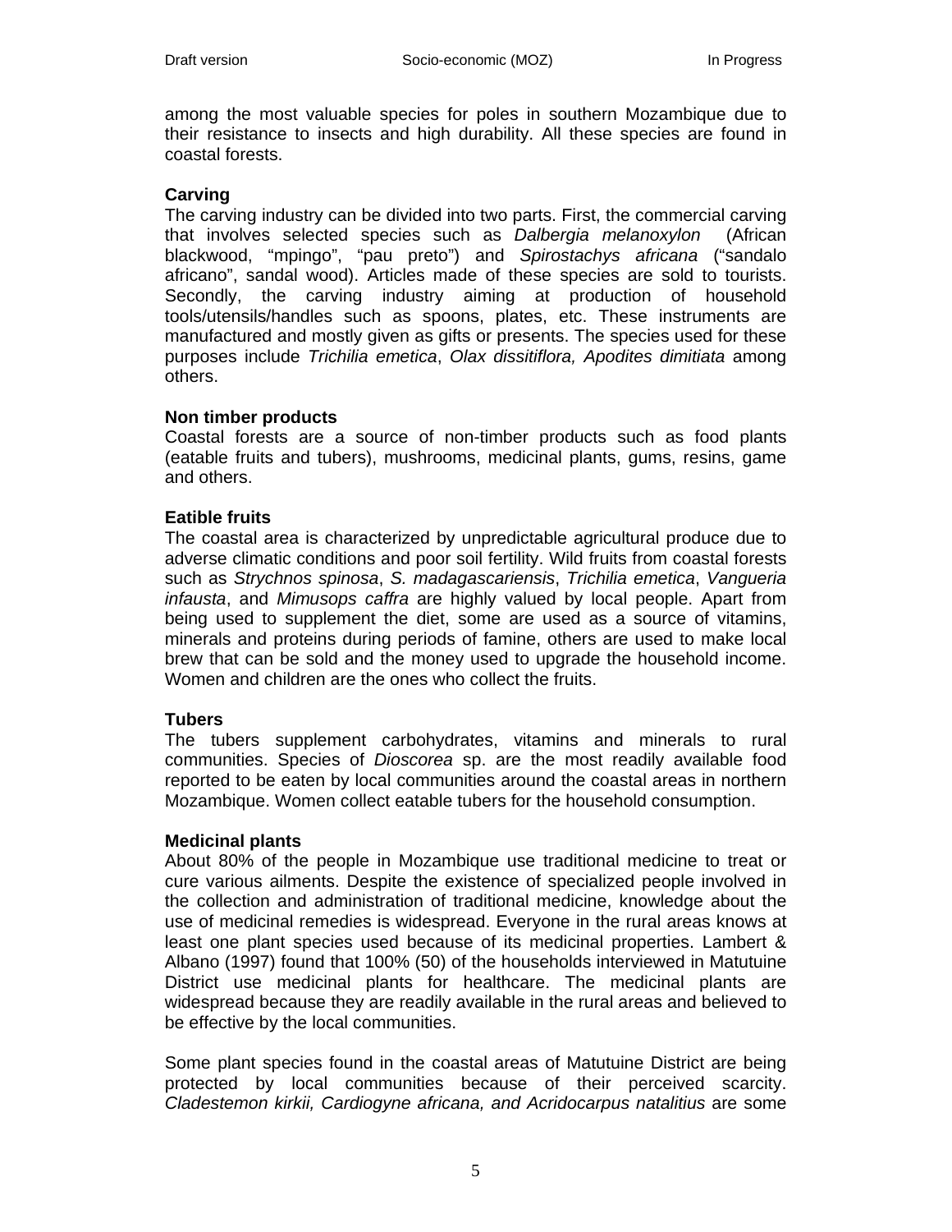among the most valuable species for poles in southern Mozambique due to their resistance to insects and high durability. All these species are found in coastal forests.

**Carving**

The carving industry can be divided into two parts. First, the commercial carving that involves selected species such as *Dalbergia melanoxylon* (African blackwood, "mpingo", "pau preto") and *Spirostachys africana* ("sandalo africano", sandal wood). Articles made of these species are sold to tourists. Secondly, the carving industry aiming at production of household tools/utensils/handles such as spoons, plates, etc. These instruments are manufactured and mostly given as gifts or presents. The species used for these purposes include *Trichilia emetica*, *Olax dissitiflora, Apodites dimitiata* among others.

**Non timber products**

Coastal forests are a source of non-timber products such as food plants (eatable fruits and tubers), mushrooms, medicinal plants, gums, resins, game and others.

**Eatible fruits**

The coastal area is characterized by unpredictable agricultural produce due to adverse climatic conditions and poor soil fertility. Wild fruits from coastal forests such as *Strychnos spinosa*, *S. madagascariensis*, *Trichilia emetica*, *Vangueria infausta*, and *Mimusops caffra* are highly valued by local people. Apart from being used to supplement the diet, some are used as a source of vitamins, minerals and proteins during periods of famine, others are used to make local brew that can be sold and the money used to upgrade the household income. Women and children are the ones who collect the fruits.

**Tubers**

The tubers supplement carbohydrates, vitamins and minerals to rural communities. Species of *Dioscorea* sp. are the most readily available food reported to be eaten by local communities around the coastal areas in northern Mozambique. Women collect eatable tubers for the household consumption.

**Medicinal plants**

About 80% of the people in Mozambique use traditional medicine to treat or cure various ailments. Despite the existence of specialized people involved in the collection and administration of traditional medicine, knowledge about the use of medicinal remedies is widespread. Everyone in the rural areas knows at least one plant species used because of its medicinal properties. Lambert & Albano (1997) found that 100% (50) of the households interviewed in Matutuine District use medicinal plants for healthcare. The medicinal plants are widespread because they are readily available in the rural areas and believed to be effective by the local communities.

Some plant species found in the coastal areas of Matutuine District are being protected by local communities because of their perceived scarcity. *Cladestemon kirkii, Cardiogyne africana, and Acridocarpus natalitius* are some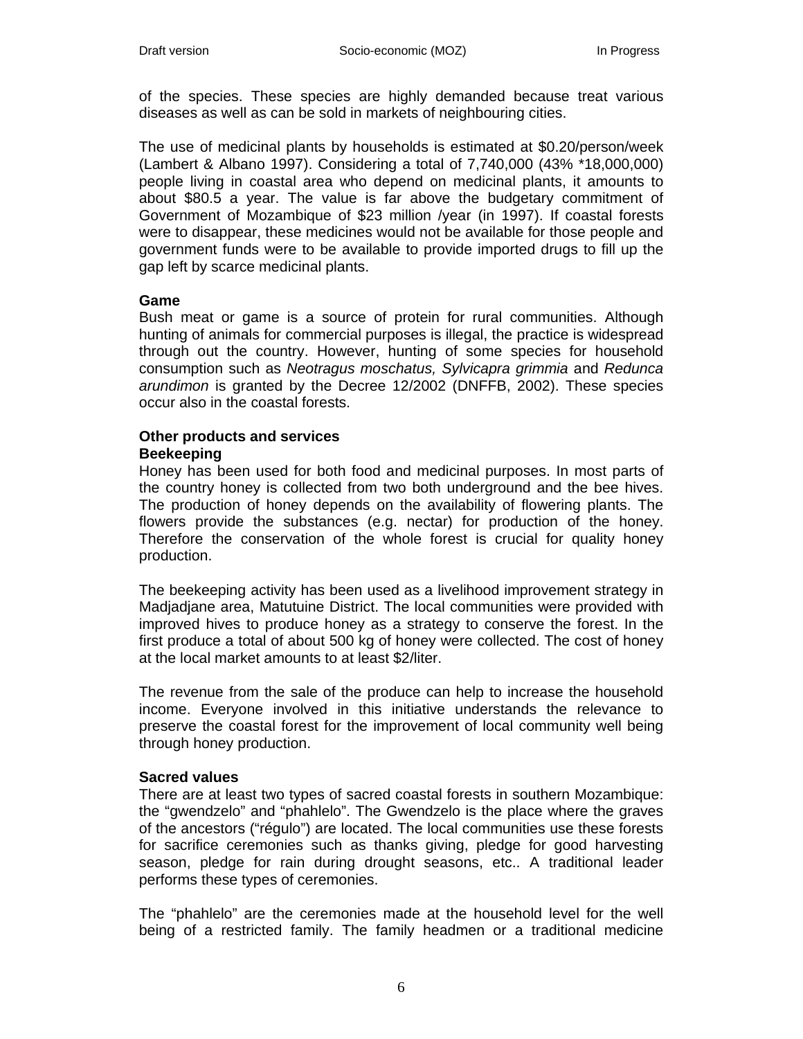of the species. These species are highly demanded because treat various diseases as well as can be sold in markets of neighbouring cities.

The use of medicinal plants by households is estimated at $0.20/person/week (Lambert & Albano 1997). Considering a total of 7,740,000 (43% *18,000,000) people living in coastal area who depend on medicinal plants, it amounts to about $80.5 a year. The value is far above the budgetary commitment of Government of Mozambique of $23 million /year (in 1997). If coastal forests were to disappear, these medicines would not be available for those people and government funds were to be available to provide imported drugs to fill up the gap left by scarce medicinal plants.

**Game**

Bush meat or game is a source of protein for rural communities. Although hunting of animals for commercial purposes is illegal, the practice is widespread through out the country. However, hunting of some species for household consumption such as *Neotragus moschatus, Sylvicapra grimmia* and *Redunca arundimon* is granted by the Decree 12/2002 (DNFFB, 2002). These species occur also in the coastal forests.

**Other products and services**

**Beekeeping**

Honey has been used for both food and medicinal purposes. In most parts of the country honey is collected from two both underground and the bee hives. The production of honey depends on the availability of flowering plants. The flowers provide the substances (e.g. nectar) for production of the honey. Therefore the conservation of the whole forest is crucial for quality honey production.

The beekeeping activity has been used as a livelihood improvement strategy in Madjadjane area, Matutuine District. The local communities were provided with improved hives to produce honey as a strategy to conserve the forest. In the first produce a total of about 500 kg of honey were collected. The cost of honey at the local market amounts to at least $2/liter.

The revenue from the sale of the produce can help to increase the household income. Everyone involved in this initiative understands the relevance to preserve the coastal forest for the improvement of local community well being through honey production.

**Sacred values**

There are at least two types of sacred coastal forests in southern Mozambique: the "gwendzelo" and "phahlelo". The Gwendzelo is the place where the graves of the ancestors ("régulo") are located. The local communities use these forests for sacrifice ceremonies such as thanks giving, pledge for good harvesting season, pledge for rain during drought seasons, etc.. A traditional leader performs these types of ceremonies.

The "phahlelo" are the ceremonies made at the household level for the well being of a restricted family. The family headmen or a traditional medicine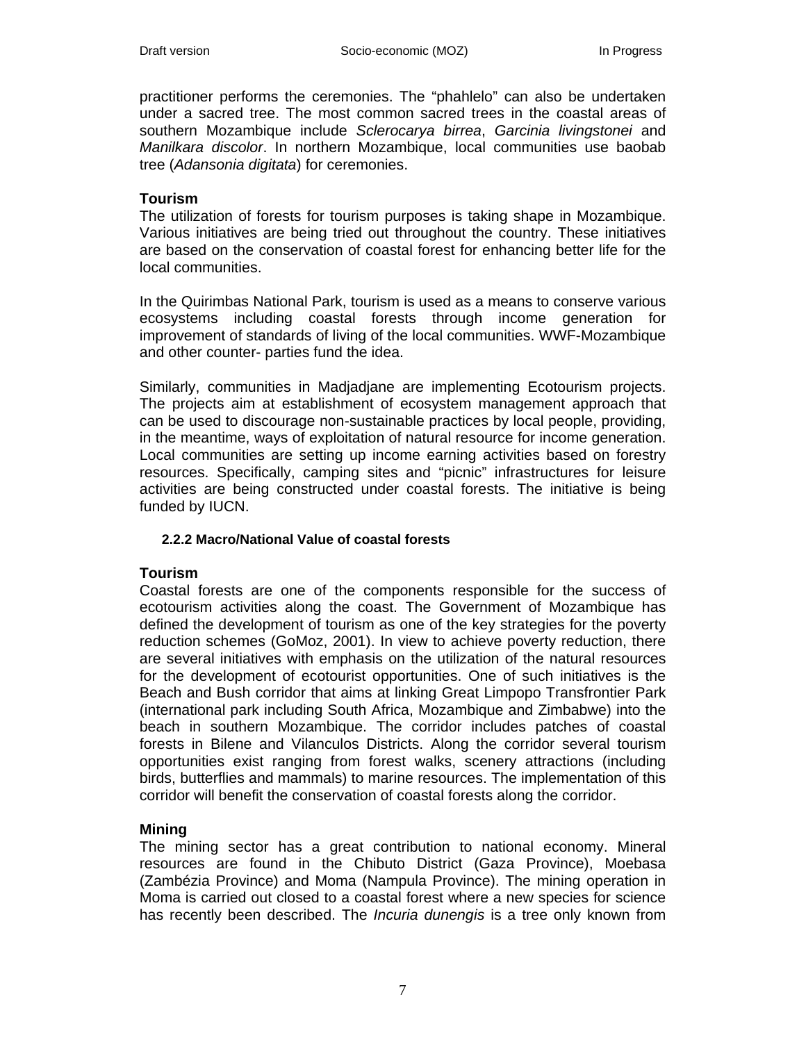practitioner performs the ceremonies. The “phahlelo” can also be undertaken under a sacred tree. The most common sacred trees in the coastal areas of southern Mozambique include *Sclerocarya birrea*, *Garcinia livingstonei* and *Manilkara discolor*. In northern Mozambique, local communities use baobab tree (*Adansonia digitata*) for ceremonies.

**Tourism**

The utilization of forests for tourism purposes is taking shape in Mozambique. Various initiatives are being tried out throughout the country. These initiatives are based on the conservation of coastal forest for enhancing better life for the local communities.

In the Quirimbas National Park, tourism is used as a means to conserve various ecosystems including coastal forests through income generation for improvement of standards of living of the local communities. WWF-Mozambique and other counter- parties fund the idea.

Similarly, communities in Madjadjane are implementing Ecotourism projects. The projects aim at establishment of ecosystem management approach that can be used to discourage non-sustainable practices by local people, providing, in the meantime, ways of exploitation of natural resource for income generation. Local communities are setting up income earning activities based on forestry resources. Specifically, camping sites and “picnic” infrastructures for leisure activities are being constructed under coastal forests. The initiative is being funded by IUCN.

### 2.2.2 Macro/National Value of coastal forests

**Tourism**

Coastal forests are one of the components responsible for the success of ecotourism activities along the coast. The Government of Mozambique has defined the development of tourism as one of the key strategies for the poverty reduction schemes (GoMoz, 2001). In view to achieve poverty reduction, there are several initiatives with emphasis on the utilization of the natural resources for the development of ecotourist opportunities. One of such initiatives is the Beach and Bush corridor that aims at linking Great Limpopo Transfrontier Park (international park including South Africa, Mozambique and Zimbabwe) into the beach in southern Mozambique. The corridor includes patches of coastal forests in Bilene and Vilanculos Districts. Along the corridor several tourism opportunities exist ranging from forest walks, scenery attractions (including birds, butterflies and mammals) to marine resources. The implementation of this corridor will benefit the conservation of coastal forests along the corridor.

**Mining**

The mining sector has a great contribution to national economy. Mineral resources are found in the Chibuto District (Gaza Province), Moebasa (Zambézia Province) and Moma (Nampula Province). The mining operation in Moma is carried out closed to a coastal forest where a new species for science has recently been described. The *Incuria dunengis* is a tree only known from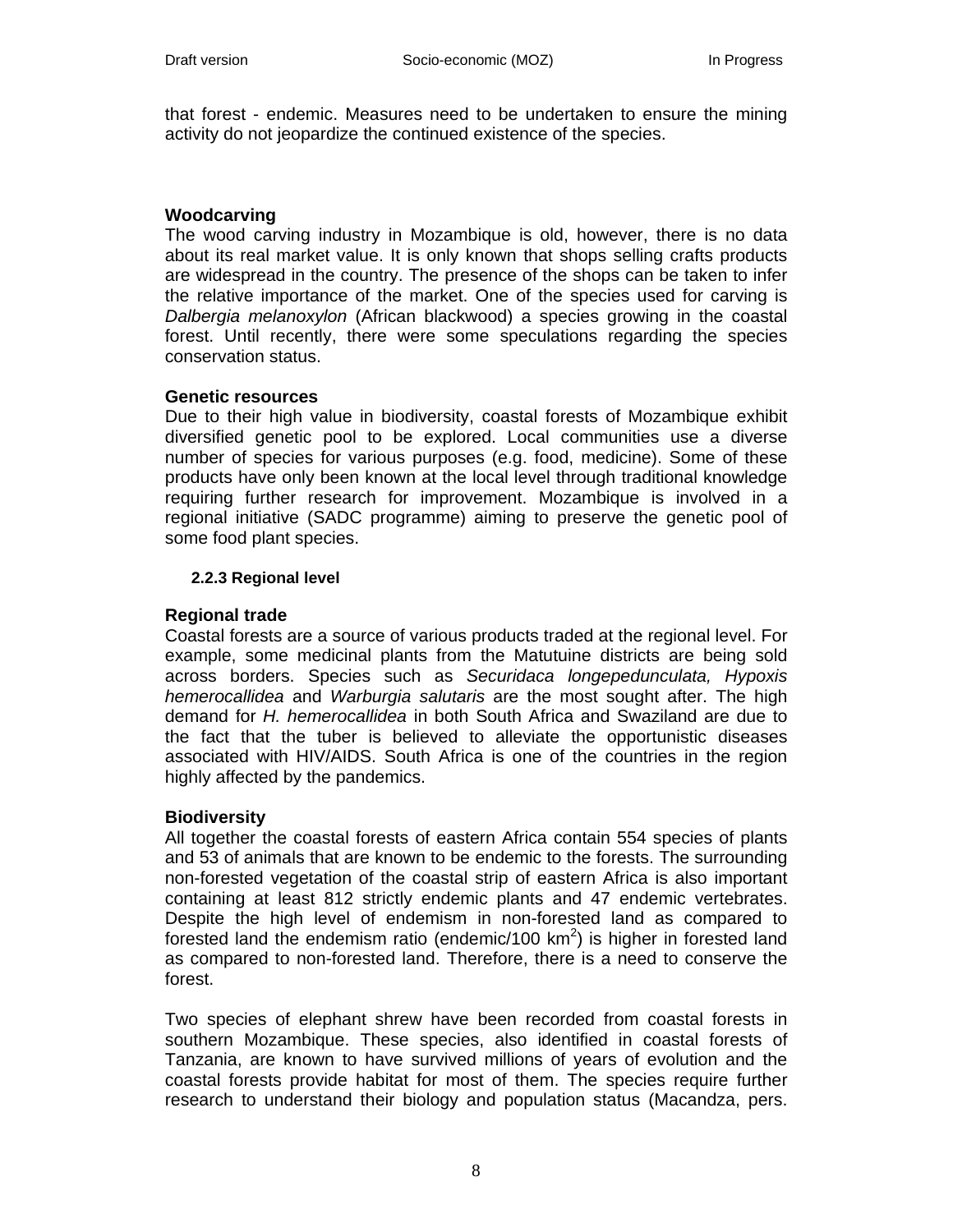that forest - endemic. Measures need to be undertaken to ensure the mining activity do not jeopardize the continued existence of the species.

**Woodcarving**

The wood carving industry in Mozambique is old, however, there is no data about its real market value. It is only known that shops selling crafts products are widespread in the country. The presence of the shops can be taken to infer the relative importance of the market. One of the species used for carving is *Dalbergia melanoxylon* (African blackwood) a species growing in the coastal forest. Until recently, there were some speculations regarding the species conservation status.

**Genetic resources**

Due to their high value in biodiversity, coastal forests of Mozambique exhibit diversified genetic pool to be explored. Local communities use a diverse number of species for various purposes (e.g. food, medicine). Some of these products have only been known at the local level through traditional knowledge requiring further research for improvement. Mozambique is involved in a regional initiative (SADC programme) aiming to preserve the genetic pool of some food plant species.

### 2.2.3 Regional level

**Regional trade**

Coastal forests are a source of various products traded at the regional level. For example, some medicinal plants from the Matutuine districts are being sold across borders. Species such as *Securidaca longepedunculata, Hypoxis hemerocallidea* and *Warburgia salutaris* are the most sought after. The high demand for *H. hemerocallidea* in both South Africa and Swaziland are due to the fact that the tuber is believed to alleviate the opportunistic diseases associated with HIV/AIDS. South Africa is one of the countries in the region highly affected by the pandemics.

**Biodiversity**

All together the coastal forests of eastern Africa contain 554 species of plants and 53 of animals that are known to be endemic to the forests. The surrounding non-forested vegetation of the coastal strip of eastern Africa is also important containing at least 812 strictly endemic plants and 47 endemic vertebrates. Despite the high level of endemism in non-forested land as compared to forested land the endemism ratio (endemic/100 km$^2$) is higher in forested land as compared to non-forested land. Therefore, there is a need to conserve the forest.

Two species of elephant shrew have been recorded from coastal forests in southern Mozambique. These species, also identified in coastal forests of Tanzania, are known to have survived millions of years of evolution and the coastal forests provide habitat for most of them. The species require further research to understand their biology and population status (Macandza, pers.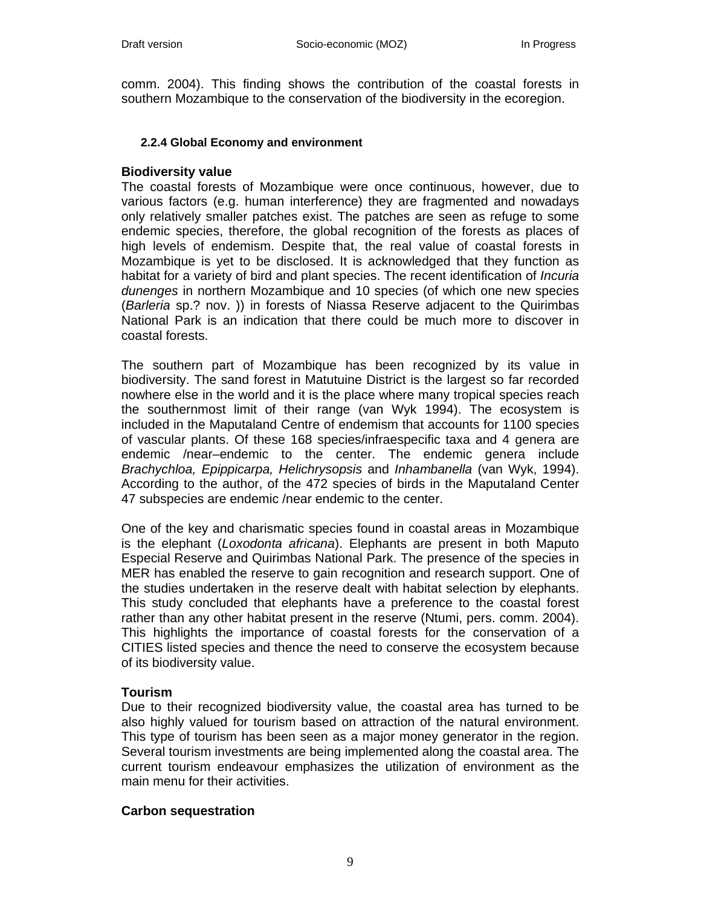comm. 2004). This finding shows the contribution of the coastal forests in southern Mozambique to the conservation of the biodiversity in the ecoregion.

### 2.2.4 Global Economy and environment

**Biodiversity value**

The coastal forests of Mozambique were once continuous, however, due to various factors (e.g. human interference) they are fragmented and nowadays only relatively smaller patches exist. The patches are seen as refuge to some endemic species, therefore, the global recognition of the forests as places of high levels of endemism. Despite that, the real value of coastal forests in Mozambique is yet to be disclosed. It is acknowledged that they function as habitat for a variety of bird and plant species. The recent identification of *Incuria dunenges* in northern Mozambique and 10 species (of which one new species (*Barleria* sp.? nov. )) in forests of Niassa Reserve adjacent to the Quirimbas National Park is an indication that there could be much more to discover in coastal forests.

The southern part of Mozambique has been recognized by its value in biodiversity. The sand forest in Matutuine District is the largest so far recorded nowhere else in the world and it is the place where many tropical species reach the southernmost limit of their range (van Wyk 1994). The ecosystem is included in the Maputaland Centre of endemism that accounts for 1100 species of vascular plants. Of these 168 species/infraespecific taxa and 4 genera are endemic /near–endemic to the center. The endemic genera include *Brachychloa, Epippicarpa, Helichrysopsis* and *Inhambanella* (van Wyk, 1994). According to the author, of the 472 species of birds in the Maputaland Center 47 subspecies are endemic /near endemic to the center.

One of the key and charismatic species found in coastal areas in Mozambique is the elephant (*Loxodonta africana*). Elephants are present in both Maputo Especial Reserve and Quirimbas National Park. The presence of the species in MER has enabled the reserve to gain recognition and research support. One of the studies undertaken in the reserve dealt with habitat selection by elephants. This study concluded that elephants have a preference to the coastal forest rather than any other habitat present in the reserve (Ntumi, pers. comm. 2004). This highlights the importance of coastal forests for the conservation of a CITIES listed species and thence the need to conserve the ecosystem because of its biodiversity value.

**Tourism**

Due to their recognized biodiversity value, the coastal area has turned to be also highly valued for tourism based on attraction of the natural environment. This type of tourism has been seen as a major money generator in the region. Several tourism investments are being implemented along the coastal area. The current tourism endeavour emphasizes the utilization of environment as the main menu for their activities.

**Carbon sequestration**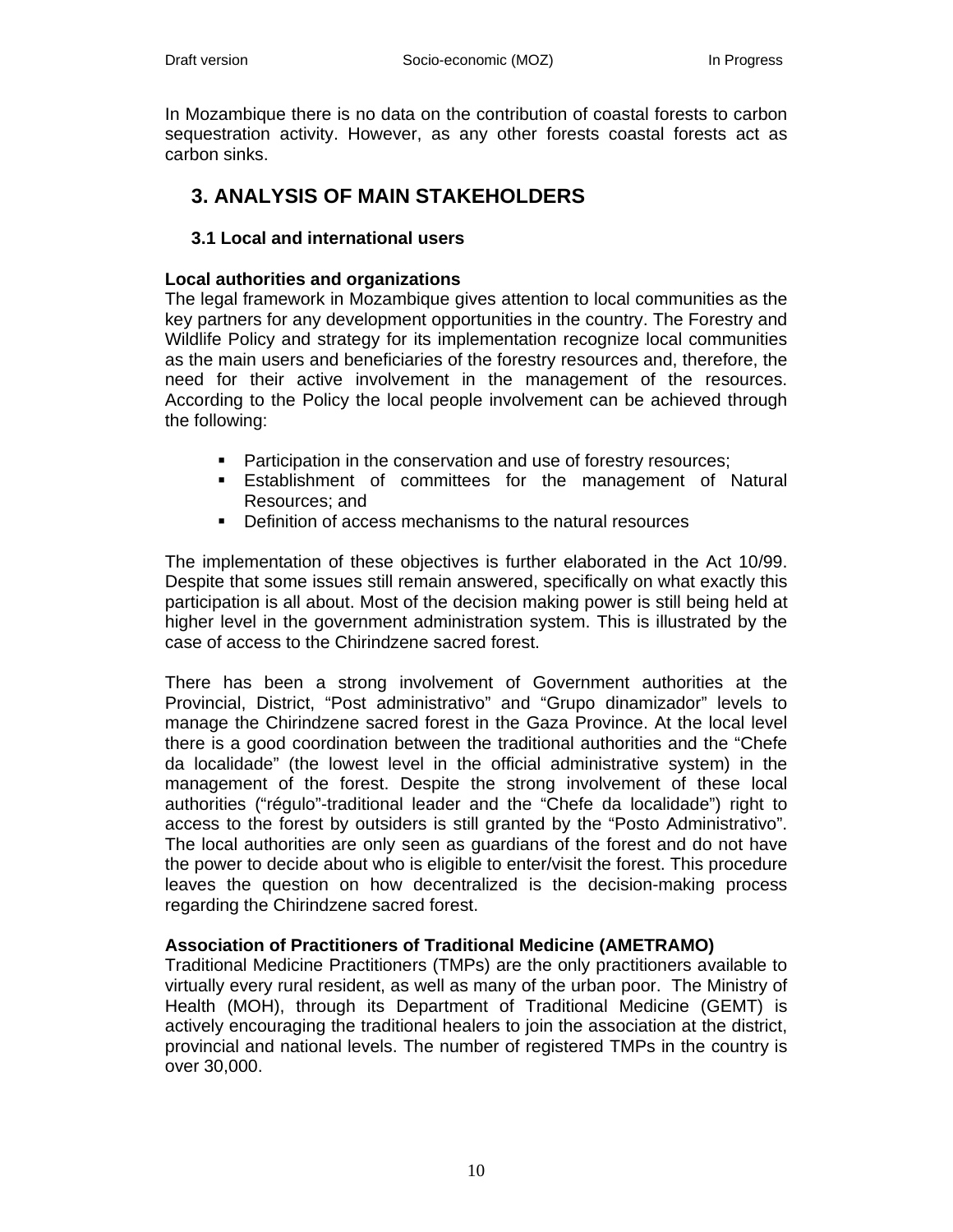In Mozambique there is no data on the contribution of coastal forests to carbon sequestration activity. However, as any other forests coastal forests act as carbon sinks.

# 3. ANALYSIS OF MAIN STAKEHOLDERS

## 3.1 Local and international users

**Local authorities and organizations**

The legal framework in Mozambique gives attention to local communities as the key partners for any development opportunities in the country. The Forestry and Wildlife Policy and strategy for its implementation recognize local communities as the main users and beneficiaries of the forestry resources and, therefore, the need for their active involvement in the management of the resources. According to the Policy the local people involvement can be achieved through the following:

- Participation in the conservation and use of forestry resources;
- Establishment of committees for the management of Natural Resources; and
- Definition of access mechanisms to the natural resources

The implementation of these objectives is further elaborated in the Act 10/99. Despite that some issues still remain answered, specifically on what exactly this participation is all about. Most of the decision making power is still being held at higher level in the government administration system. This is illustrated by the case of access to the Chirindzene sacred forest.

There has been a strong involvement of Government authorities at the Provincial, District, "Post administrativo" and "Grupo dinamizador" levels to manage the Chirindzene sacred forest in the Gaza Province. At the local level there is a good coordination between the traditional authorities and the "Chefe da localidade" (the lowest level in the official administrative system) in the management of the forest. Despite the strong involvement of these local authorities ("régulo"-traditional leader and the "Chefe da localidade") right to access to the forest by outsiders is still granted by the "Posto Administrativo". The local authorities are only seen as guardians of the forest and do not have the power to decide about who is eligible to enter/visit the forest. This procedure leaves the question on how decentralized is the decision-making process regarding the Chirindzene sacred forest.

**Association of Practitioners of Traditional Medicine (AMETRAMO)**

Traditional Medicine Practitioners (TMPs) are the only practitioners available to virtually every rural resident, as well as many of the urban poor. The Ministry of Health (MOH), through its Department of Traditional Medicine (GEMT) is actively encouraging the traditional healers to join the association at the district, provincial and national levels. The number of registered TMPs in the country is over 30,000.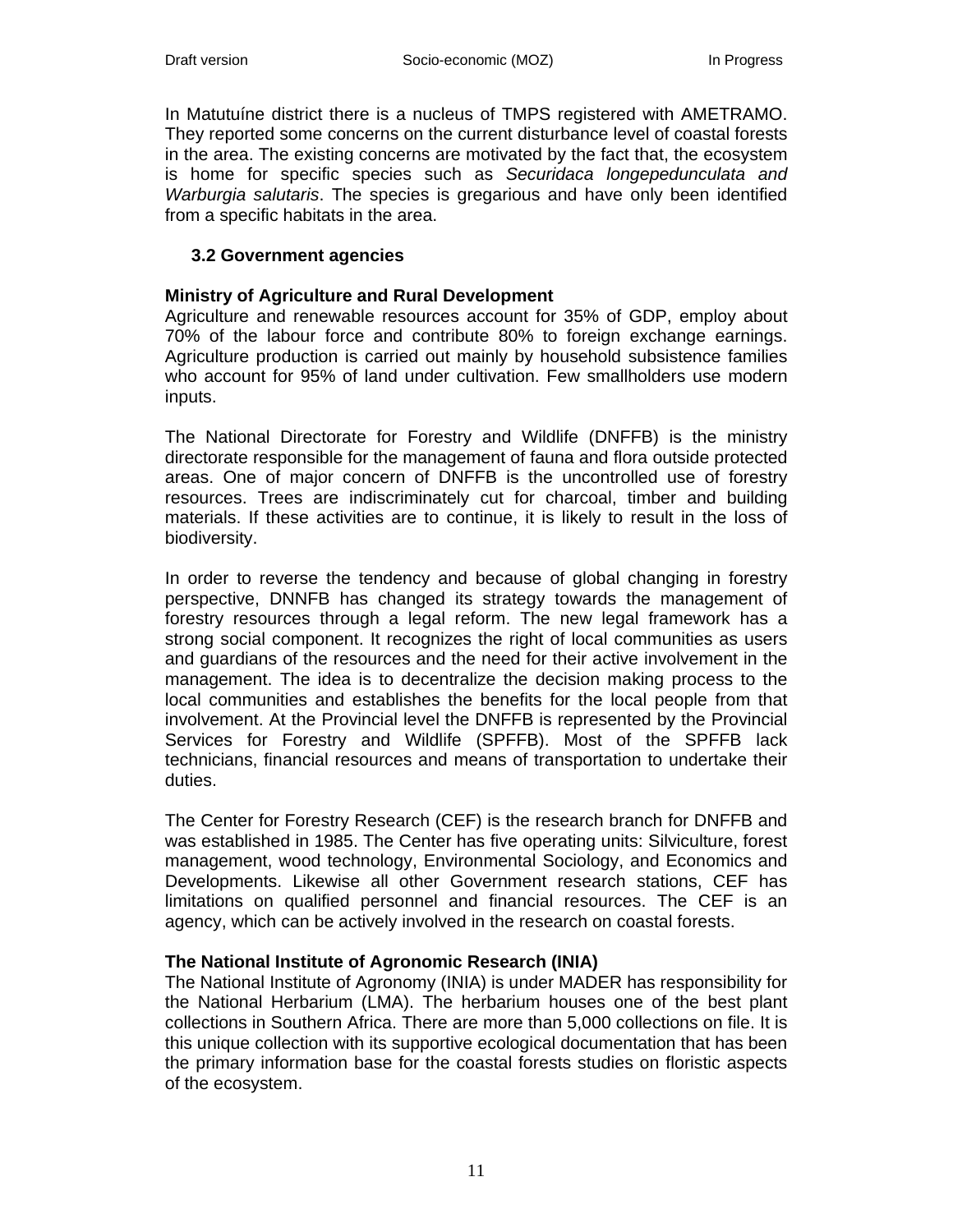In Matutuíne district there is a nucleus of TMPS registered with AMETRAMO. They reported some concerns on the current disturbance level of coastal forests in the area. The existing concerns are motivated by the fact that, the ecosystem is home for specific species such as *Securidaca longepedunculata and Warburgia salutaris*. The species is gregarious and have only been identified from a specific habitats in the area.

## 3.2 Government agencies

**Ministry of Agriculture and Rural Development**

Agriculture and renewable resources account for 35% of GDP, employ about 70% of the labour force and contribute 80% to foreign exchange earnings. Agriculture production is carried out mainly by household subsistence families who account for 95% of land under cultivation. Few smallholders use modern inputs.

The National Directorate for Forestry and Wildlife (DNFFB) is the ministry directorate responsible for the management of fauna and flora outside protected areas. One of major concern of DNFFB is the uncontrolled use of forestry resources. Trees are indiscriminately cut for charcoal, timber and building materials. If these activities are to continue, it is likely to result in the loss of biodiversity.

In order to reverse the tendency and because of global changing in forestry perspective, DNNFB has changed its strategy towards the management of forestry resources through a legal reform. The new legal framework has a strong social component. It recognizes the right of local communities as users and guardians of the resources and the need for their active involvement in the management. The idea is to decentralize the decision making process to the local communities and establishes the benefits for the local people from that involvement. At the Provincial level the DNFFB is represented by the Provincial Services for Forestry and Wildlife (SPFFB). Most of the SPFFB lack technicians, financial resources and means of transportation to undertake their duties.

The Center for Forestry Research (CEF) is the research branch for DNFFB and was established in 1985. The Center has five operating units: Silviculture, forest management, wood technology, Environmental Sociology, and Economics and Developments. Likewise all other Government research stations, CEF has limitations on qualified personnel and financial resources. The CEF is an agency, which can be actively involved in the research on coastal forests.

**The National Institute of Agronomic Research (INIA)**

The National Institute of Agronomy (INIA) is under MADER has responsibility for the National Herbarium (LMA). The herbarium houses one of the best plant collections in Southern Africa. There are more than 5,000 collections on file. It is this unique collection with its supportive ecological documentation that has been the primary information base for the coastal forests studies on floristic aspects of the ecosystem.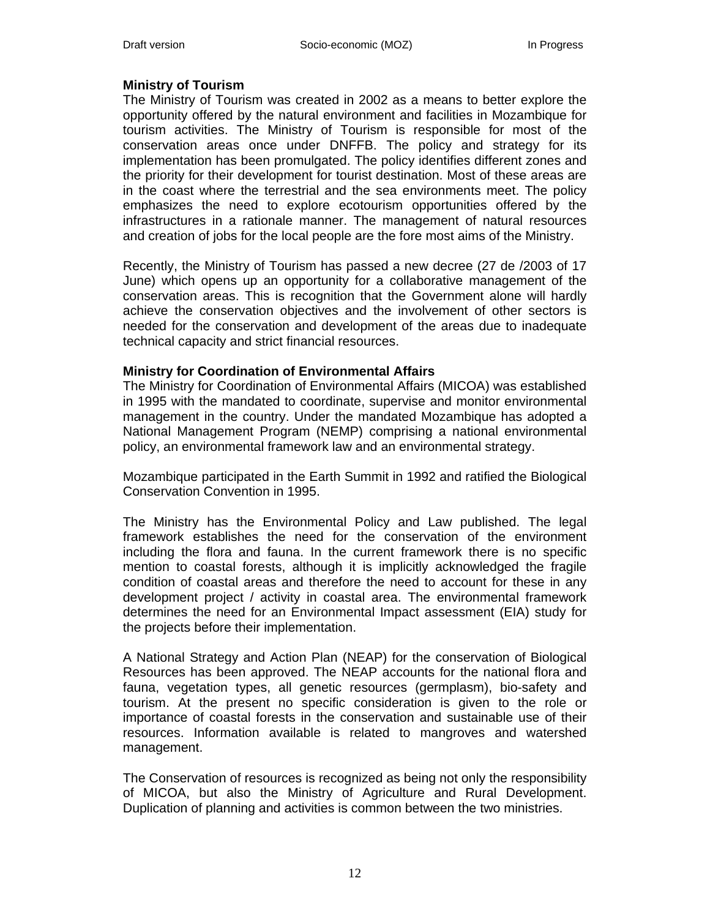**Ministry of Tourism**

The Ministry of Tourism was created in 2002 as a means to better explore the opportunity offered by the natural environment and facilities in Mozambique for tourism activities. The Ministry of Tourism is responsible for most of the conservation areas once under DNFFB. The policy and strategy for its implementation has been promulgated. The policy identifies different zones and the priority for their development for tourist destination. Most of these areas are in the coast where the terrestrial and the sea environments meet. The policy emphasizes the need to explore ecotourism opportunities offered by the infrastructures in a rationale manner. The management of natural resources and creation of jobs for the local people are the fore most aims of the Ministry.

Recently, the Ministry of Tourism has passed a new decree (27 de /2003 of 17 June) which opens up an opportunity for a collaborative management of the conservation areas. This is recognition that the Government alone will hardly achieve the conservation objectives and the involvement of other sectors is needed for the conservation and development of the areas due to inadequate technical capacity and strict financial resources.

**Ministry for Coordination of Environmental Affairs**

The Ministry for Coordination of Environmental Affairs (MICOA) was established in 1995 with the mandated to coordinate, supervise and monitor environmental management in the country. Under the mandated Mozambique has adopted a National Management Program (NEMP) comprising a national environmental policy, an environmental framework law and an environmental strategy.

Mozambique participated in the Earth Summit in 1992 and ratified the Biological Conservation Convention in 1995.

The Ministry has the Environmental Policy and Law published. The legal framework establishes the need for the conservation of the environment including the flora and fauna. In the current framework there is no specific mention to coastal forests, although it is implicitly acknowledged the fragile condition of coastal areas and therefore the need to account for these in any development project / activity in coastal area. The environmental framework determines the need for an Environmental Impact assessment (EIA) study for the projects before their implementation.

A National Strategy and Action Plan (NEAP) for the conservation of Biological Resources has been approved. The NEAP accounts for the national flora and fauna, vegetation types, all genetic resources (germplasm), bio-safety and tourism. At the present no specific consideration is given to the role or importance of coastal forests in the conservation and sustainable use of their resources. Information available is related to mangroves and watershed management.

The Conservation of resources is recognized as being not only the responsibility of MICOA, but also the Ministry of Agriculture and Rural Development. Duplication of planning and activities is common between the two ministries.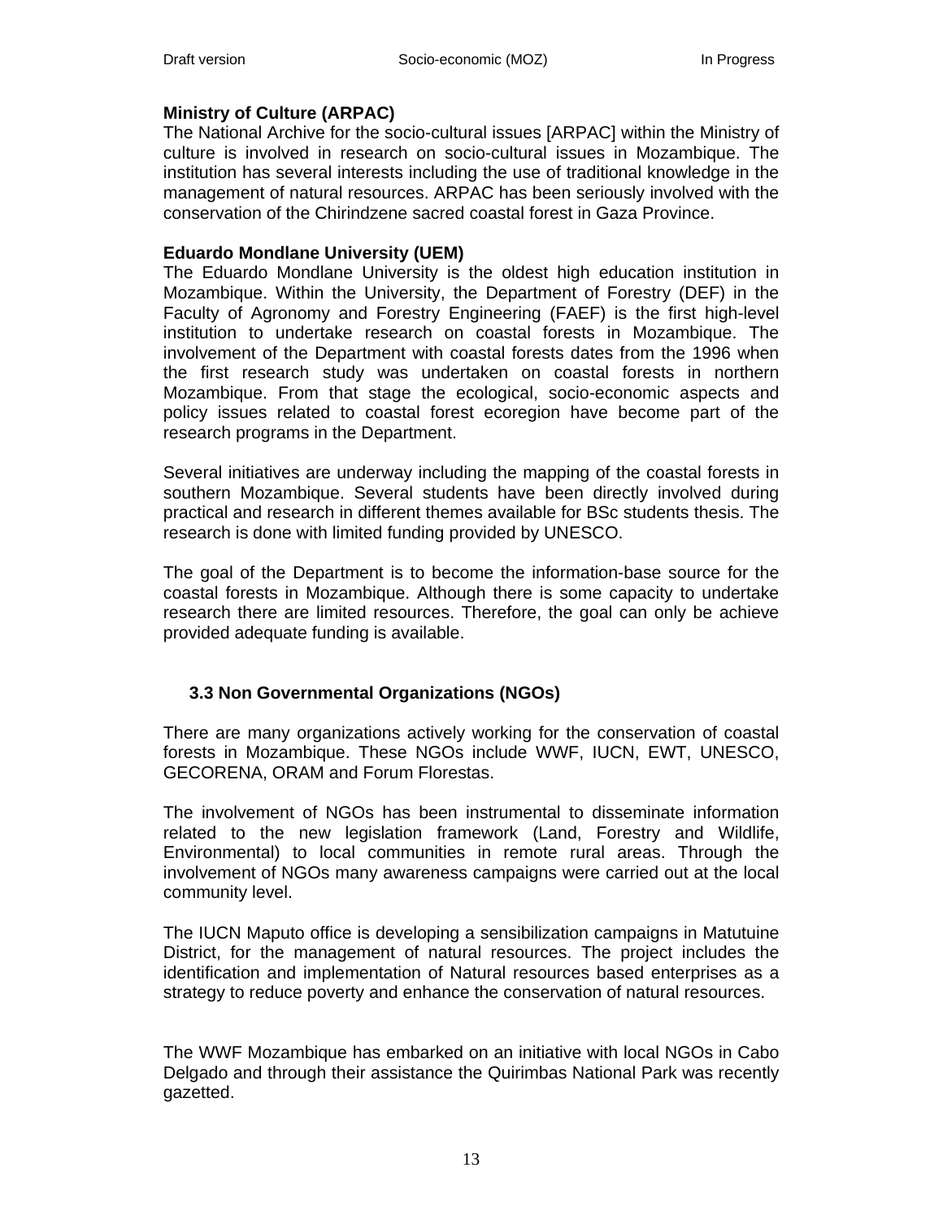**Ministry of Culture (ARPAC)**

The National Archive for the socio-cultural issues [ARPAC] within the Ministry of culture is involved in research on socio-cultural issues in Mozambique. The institution has several interests including the use of traditional knowledge in the management of natural resources. ARPAC has been seriously involved with the conservation of the Chirindzene sacred coastal forest in Gaza Province.

**Eduardo Mondlane University (UEM)**

The Eduardo Mondlane University is the oldest high education institution in Mozambique. Within the University, the Department of Forestry (DEF) in the Faculty of Agronomy and Forestry Engineering (FAEF) is the first high-level institution to undertake research on coastal forests in Mozambique. The involvement of the Department with coastal forests dates from the 1996 when the first research study was undertaken on coastal forests in northern Mozambique. From that stage the ecological, socio-economic aspects and policy issues related to coastal forest ecoregion have become part of the research programs in the Department.

Several initiatives are underway including the mapping of the coastal forests in southern Mozambique. Several students have been directly involved during practical and research in different themes available for BSc students thesis. The research is done with limited funding provided by UNESCO.

The goal of the Department is to become the information-base source for the coastal forests in Mozambique. Although there is some capacity to undertake research there are limited resources. Therefore, the goal can only be achieve provided adequate funding is available.

### 3.3 Non Governmental Organizations (NGOs)

There are many organizations actively working for the conservation of coastal forests in Mozambique. These NGOs include WWF, IUCN, EWT, UNESCO, GECORENA, ORAM and Forum Florestas.

The involvement of NGOs has been instrumental to disseminate information related to the new legislation framework (Land, Forestry and Wildlife, Environmental) to local communities in remote rural areas. Through the involvement of NGOs many awareness campaigns were carried out at the local community level.

The IUCN Maputo office is developing a sensibilization campaigns in Matutuine District, for the management of natural resources. The project includes the identification and implementation of Natural resources based enterprises as a strategy to reduce poverty and enhance the conservation of natural resources.

The WWF Mozambique has embarked on an initiative with local NGOs in Cabo Delgado and through their assistance the Quirimbas National Park was recently gazetted.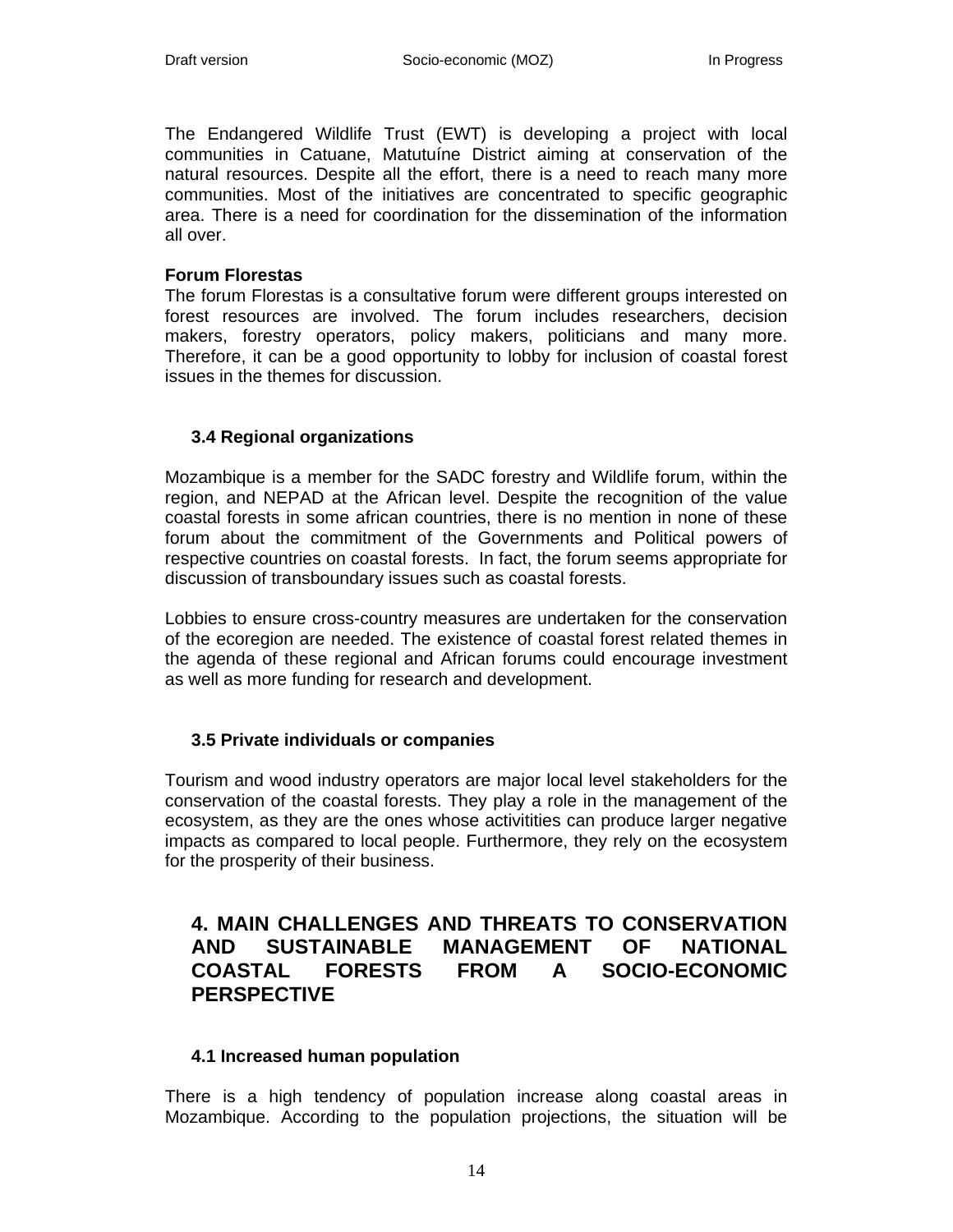The Endangered Wildlife Trust (EWT) is developing a project with local communities in Catuane, Matutuíne District aiming at conservation of the natural resources. Despite all the effort, there is a need to reach many more communities. Most of the initiatives are concentrated to specific geographic area. There is a need for coordination for the dissemination of the information all over.

**Forum Florestas**

The forum Florestas is a consultative forum were different groups interested on forest resources are involved. The forum includes researchers, decision makers, forestry operators, policy makers, politicians and many more. Therefore, it can be a good opportunity to lobby for inclusion of coastal forest issues in the themes for discussion.

### 3.4 Regional organizations

Mozambique is a member for the SADC forestry and Wildlife forum, within the region, and NEPAD at the African level. Despite the recognition of the value coastal forests in some african countries, there is no mention in none of these forum about the commitment of the Governments and Political powers of respective countries on coastal forests. In fact, the forum seems appropriate for discussion of transboundary issues such as coastal forests.

Lobbies to ensure cross-country measures are undertaken for the conservation of the ecoregion are needed. The existence of coastal forest related themes in the agenda of these regional and African forums could encourage investment as well as more funding for research and development.

### 3.5 Private individuals or companies

Tourism and wood industry operators are major local level stakeholders for the conservation of the coastal forests. They play a role in the management of the ecosystem, as they are the ones whose activitities can produce larger negative impacts as compared to local people. Furthermore, they rely on the ecosystem for the prosperity of their business.

## 4. MAIN CHALLENGES AND THREATS TO CONSERVATION AND SUSTAINABLE MANAGEMENT OF NATIONAL COASTAL FORESTS FROM A SOCIO-ECONOMIC PERSPECTIVE

### 4.1 Increased human population

There is a high tendency of population increase along coastal areas in Mozambique. According to the population projections, the situation will be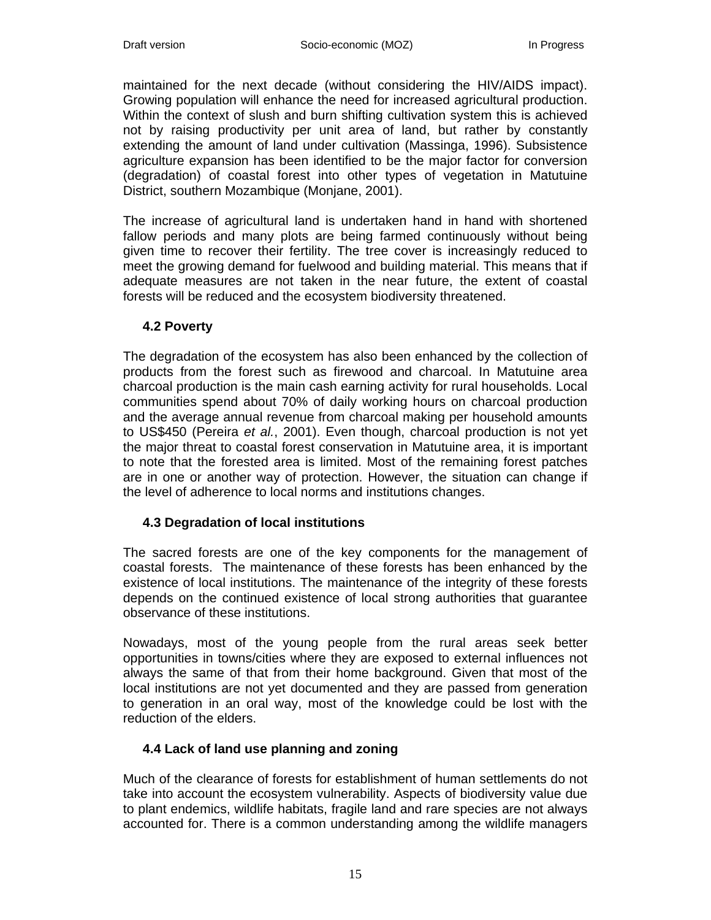maintained for the next decade (without considering the HIV/AIDS impact). Growing population will enhance the need for increased agricultural production. Within the context of slush and burn shifting cultivation system this is achieved not by raising productivity per unit area of land, but rather by constantly extending the amount of land under cultivation (Massinga, 1996). Subsistence agriculture expansion has been identified to be the major factor for conversion (degradation) of coastal forest into other types of vegetation in Matutuine District, southern Mozambique (Monjane, 2001).

The increase of agricultural land is undertaken hand in hand with shortened fallow periods and many plots are being farmed continuously without being given time to recover their fertility. The tree cover is increasingly reduced to meet the growing demand for fuelwood and building material. This means that if adequate measures are not taken in the near future, the extent of coastal forests will be reduced and the ecosystem biodiversity threatened.

### 4.2 Poverty

The degradation of the ecosystem has also been enhanced by the collection of products from the forest such as firewood and charcoal. In Matutuine area charcoal production is the main cash earning activity for rural households. Local communities spend about 70% of daily working hours on charcoal production and the average annual revenue from charcoal making per household amounts to US$450 (Pereira *et al.*, 2001). Even though, charcoal production is not yet the major threat to coastal forest conservation in Matutuine area, it is important to note that the forested area is limited. Most of the remaining forest patches are in one or another way of protection. However, the situation can change if the level of adherence to local norms and institutions changes.

### 4.3 Degradation of local institutions

The sacred forests are one of the key components for the management of coastal forests. The maintenance of these forests has been enhanced by the existence of local institutions. The maintenance of the integrity of these forests depends on the continued existence of local strong authorities that guarantee observance of these institutions.

Nowadays, most of the young people from the rural areas seek better opportunities in towns/cities where they are exposed to external influences not always the same of that from their home background. Given that most of the local institutions are not yet documented and they are passed from generation to generation in an oral way, most of the knowledge could be lost with the reduction of the elders.

### 4.4 Lack of land use planning and zoning

Much of the clearance of forests for establishment of human settlements do not take into account the ecosystem vulnerability. Aspects of biodiversity value due to plant endemics, wildlife habitats, fragile land and rare species are not always accounted for. There is a common understanding among the wildlife managers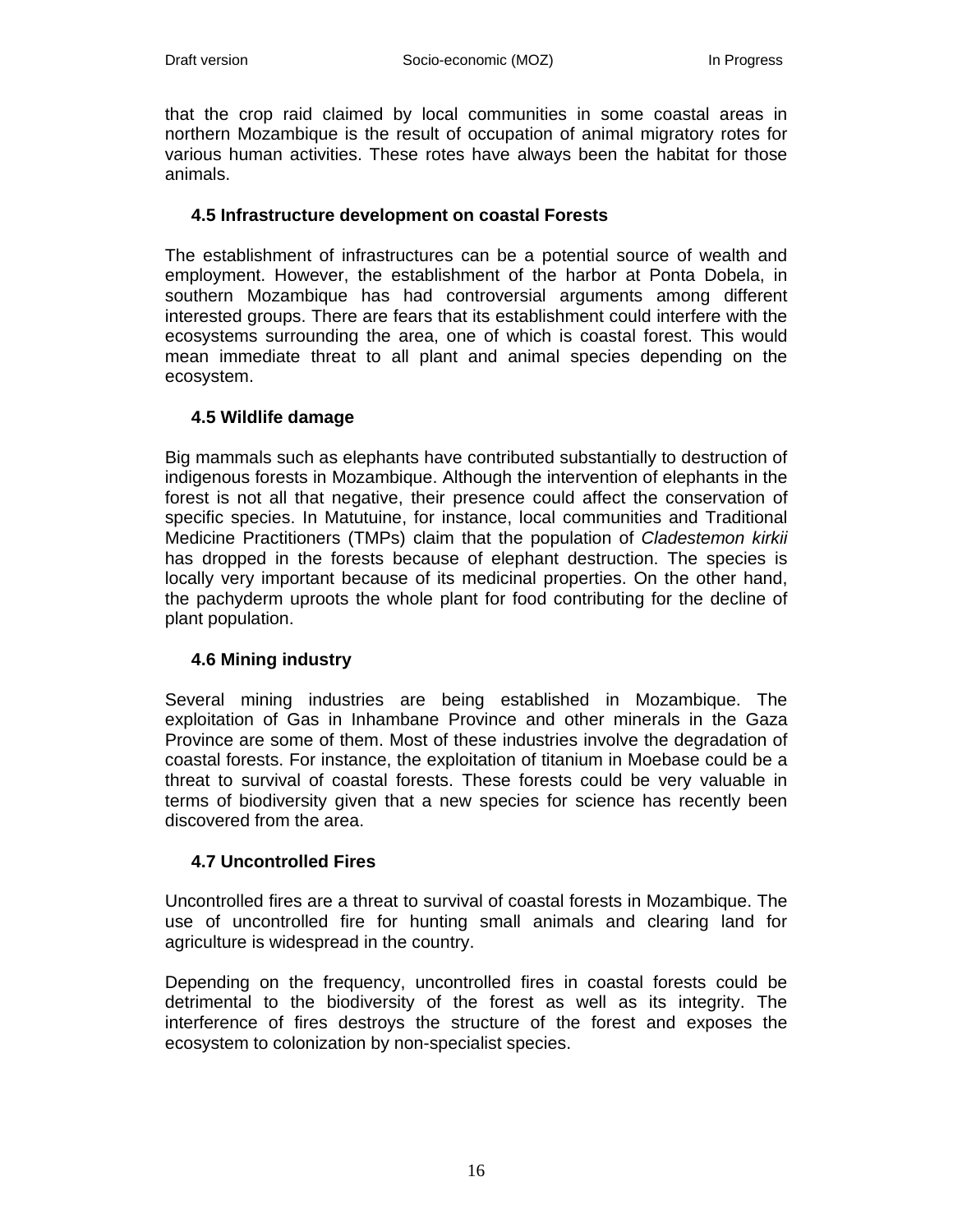that the crop raid claimed by local communities in some coastal areas in northern Mozambique is the result of occupation of animal migratory rotes for various human activities. These rotes have always been the habitat for those animals.

### 4.5 Infrastructure development on coastal Forests

The establishment of infrastructures can be a potential source of wealth and employment. However, the establishment of the harbor at Ponta Dobela, in southern Mozambique has had controversial arguments among different interested groups. There are fears that its establishment could interfere with the ecosystems surrounding the area, one of which is coastal forest. This would mean immediate threat to all plant and animal species depending on the ecosystem.

### 4.5 Wildlife damage

Big mammals such as elephants have contributed substantially to destruction of indigenous forests in Mozambique. Although the intervention of elephants in the forest is not all that negative, their presence could affect the conservation of specific species. In Matutuine, for instance, local communities and Traditional Medicine Practitioners (TMPs) claim that the population of *Cladestemon kirkii* has dropped in the forests because of elephant destruction. The species is locally very important because of its medicinal properties. On the other hand, the pachyderm uproots the whole plant for food contributing for the decline of plant population.

### 4.6 Mining industry

Several mining industries are being established in Mozambique. The exploitation of Gas in Inhambane Province and other minerals in the Gaza Province are some of them. Most of these industries involve the degradation of coastal forests. For instance, the exploitation of titanium in Moebase could be a threat to survival of coastal forests. These forests could be very valuable in terms of biodiversity given that a new species for science has recently been discovered from the area.

### 4.7 Uncontrolled Fires

Uncontrolled fires are a threat to survival of coastal forests in Mozambique. The use of uncontrolled fire for hunting small animals and clearing land for agriculture is widespread in the country.

Depending on the frequency, uncontrolled fires in coastal forests could be detrimental to the biodiversity of the forest as well as its integrity. The interference of fires destroys the structure of the forest and exposes the ecosystem to colonization by non-specialist species.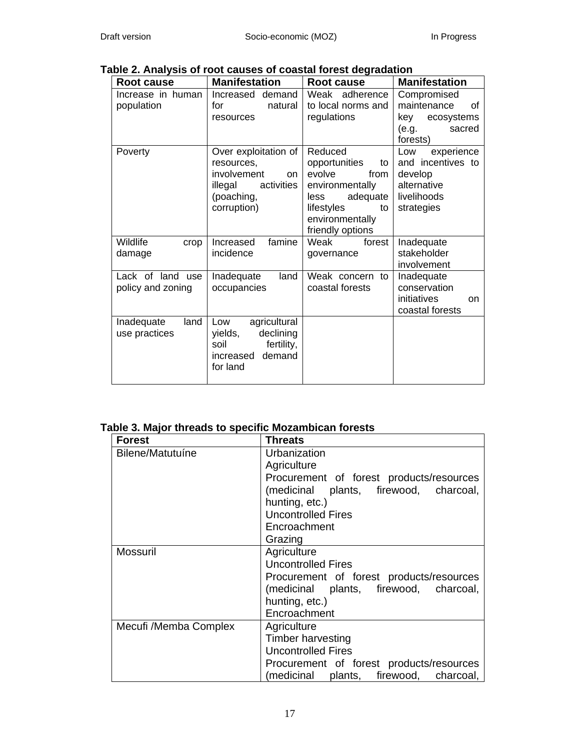**Table 2. Analysis of root causes of coastal forest degradation**

| Root cause | Manifestation | Root cause | Manifestation |
|---|---|---|---|
| Increase in human population | Increased demand for natural resources | Weak adherence to local norms and regulations | Compromised maintenance of key ecosystems (e.g. sacred forests) |
| Poverty | Over exploitation of resources, involvement on illegal activities (poaching, corruption) | Reduced opportunities to evolve from environmentally less adequate lifestyles to environmentally friendly options | Low experience and incentives to develop alternative livelihoods strategies |
| Wildlife crop damage | Increased famine incidence | Weak forest governance | Inadequate stakeholder involvement |
| Lack of land use policy and zoning | Inadequate land occupancies | Weak concern to coastal forests | Inadequate conservation initiatives on coastal forests |
| Inadequate land use practices | Low agricultural yields, declining soil fertility, increased demand for land | | |

**Table 3. Major threads to specific Mozambican forests**

| Forest | Threats |
|---|---|
| Bilene/Matutuíne | Urbanization<br>Agriculture<br>Procurement of forest products/resources (medicinal plants, firewood, charcoal, hunting, etc.)<br>Uncontrolled Fires<br>Encroachment<br>Grazing |
| Mossuril | Agriculture<br>Uncontrolled Fires<br>Procurement of forest products/resources (medicinal plants, firewood, charcoal, hunting, etc.)<br>Encroachment |
| Mecufi /Memba Complex | Agriculture<br>Timber harvesting<br>Uncontrolled Fires<br>Procurement of forest products/resources (medicinal plants, firewood, charcoal, |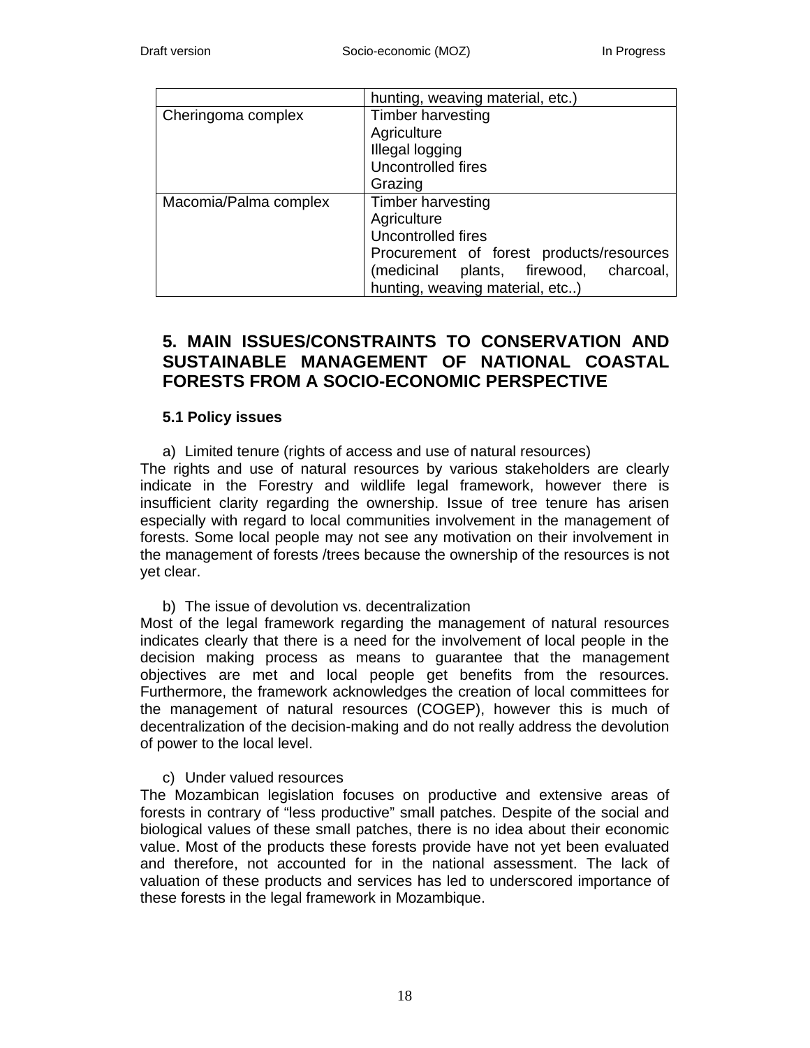| | |
|---|---|
| | hunting, weaving material, etc.) |
| Cheringoma complex | Timber harvesting<br>Agriculture<br>Illegal logging<br>Uncontrolled fires<br>Grazing |
| Macomia/Palma complex | Timber harvesting<br>Agriculture<br>Uncontrolled fires<br>Procurement of forest products/resources (medicinal plants, firewood, charcoal, hunting, weaving material, etc..) |

## 5. MAIN ISSUES/CONSTRAINTS TO CONSERVATION AND SUSTAINABLE MANAGEMENT OF NATIONAL COASTAL FORESTS FROM A SOCIO-ECONOMIC PERSPECTIVE

### 5.1 Policy issues

a) Limited tenure (rights of access and use of natural resources)

The rights and use of natural resources by various stakeholders are clearly indicate in the Forestry and wildlife legal framework, however there is insufficient clarity regarding the ownership. Issue of tree tenure has arisen especially with regard to local communities involvement in the management of forests. Some local people may not see any motivation on their involvement in the management of forests /trees because the ownership of the resources is not yet clear.

b) The issue of devolution vs. decentralization

Most of the legal framework regarding the management of natural resources indicates clearly that there is a need for the involvement of local people in the decision making process as means to guarantee that the management objectives are met and local people get benefits from the resources. Furthermore, the framework acknowledges the creation of local committees for the management of natural resources (COGEP), however this is much of decentralization of the decision-making and do not really address the devolution of power to the local level.

c) Under valued resources

The Mozambican legislation focuses on productive and extensive areas of forests in contrary of "less productive" small patches. Despite of the social and biological values of these small patches, there is no idea about their economic value. Most of the products these forests provide have not yet been evaluated and therefore, not accounted for in the national assessment. The lack of valuation of these products and services has led to underscored importance of these forests in the legal framework in Mozambique.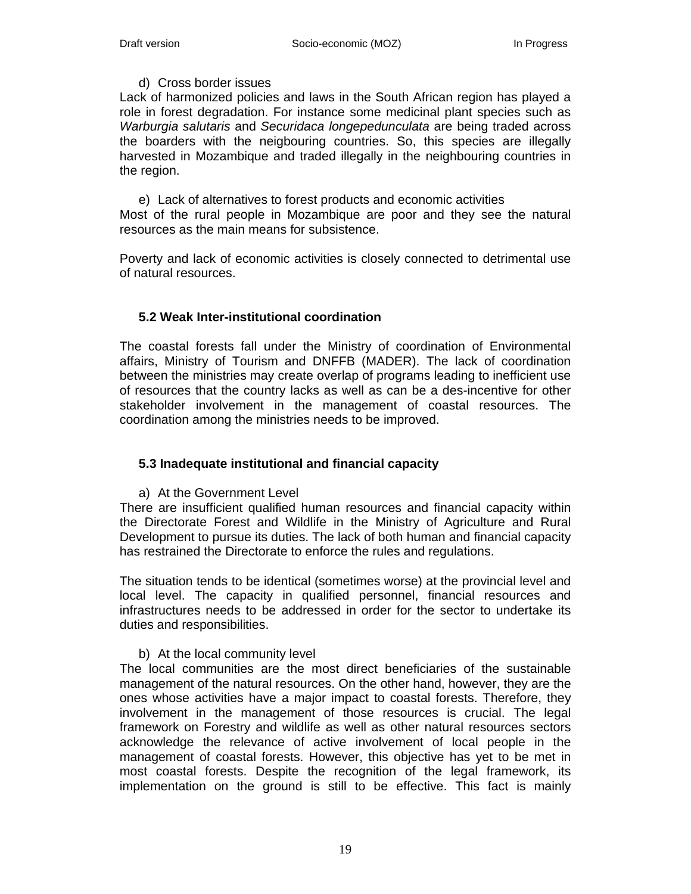d) Cross border issues

Lack of harmonized policies and laws in the South African region has played a role in forest degradation. For instance some medicinal plant species such as *Warburgia salutaris* and *Securidaca longepedunculata* are being traded across the boarders with the neigbouring countries. So, this species are illegally harvested in Mozambique and traded illegally in the neighbouring countries in the region.

e) Lack of alternatives to forest products and economic activities

Most of the rural people in Mozambique are poor and they see the natural resources as the main means for subsistence.

Poverty and lack of economic activities is closely connected to detrimental use of natural resources.

### 5.2 Weak Inter-institutional coordination

The coastal forests fall under the Ministry of coordination of Environmental affairs, Ministry of Tourism and DNFFB (MADER). The lack of coordination between the ministries may create overlap of programs leading to inefficient use of resources that the country lacks as well as can be a des-incentive for other stakeholder involvement in the management of coastal resources. The coordination among the ministries needs to be improved.

### 5.3 Inadequate institutional and financial capacity

a) At the Government Level

There are insufficient qualified human resources and financial capacity within the Directorate Forest and Wildlife in the Ministry of Agriculture and Rural Development to pursue its duties. The lack of both human and financial capacity has restrained the Directorate to enforce the rules and regulations.

The situation tends to be identical (sometimes worse) at the provincial level and local level. The capacity in qualified personnel, financial resources and infrastructures needs to be addressed in order for the sector to undertake its duties and responsibilities.

b) At the local community level

The local communities are the most direct beneficiaries of the sustainable management of the natural resources. On the other hand, however, they are the ones whose activities have a major impact to coastal forests. Therefore, they involvement in the management of those resources is crucial. The legal framework on Forestry and wildlife as well as other natural resources sectors acknowledge the relevance of active involvement of local people in the management of coastal forests. However, this objective has yet to be met in most coastal forests. Despite the recognition of the legal framework, its implementation on the ground is still to be effective. This fact is mainly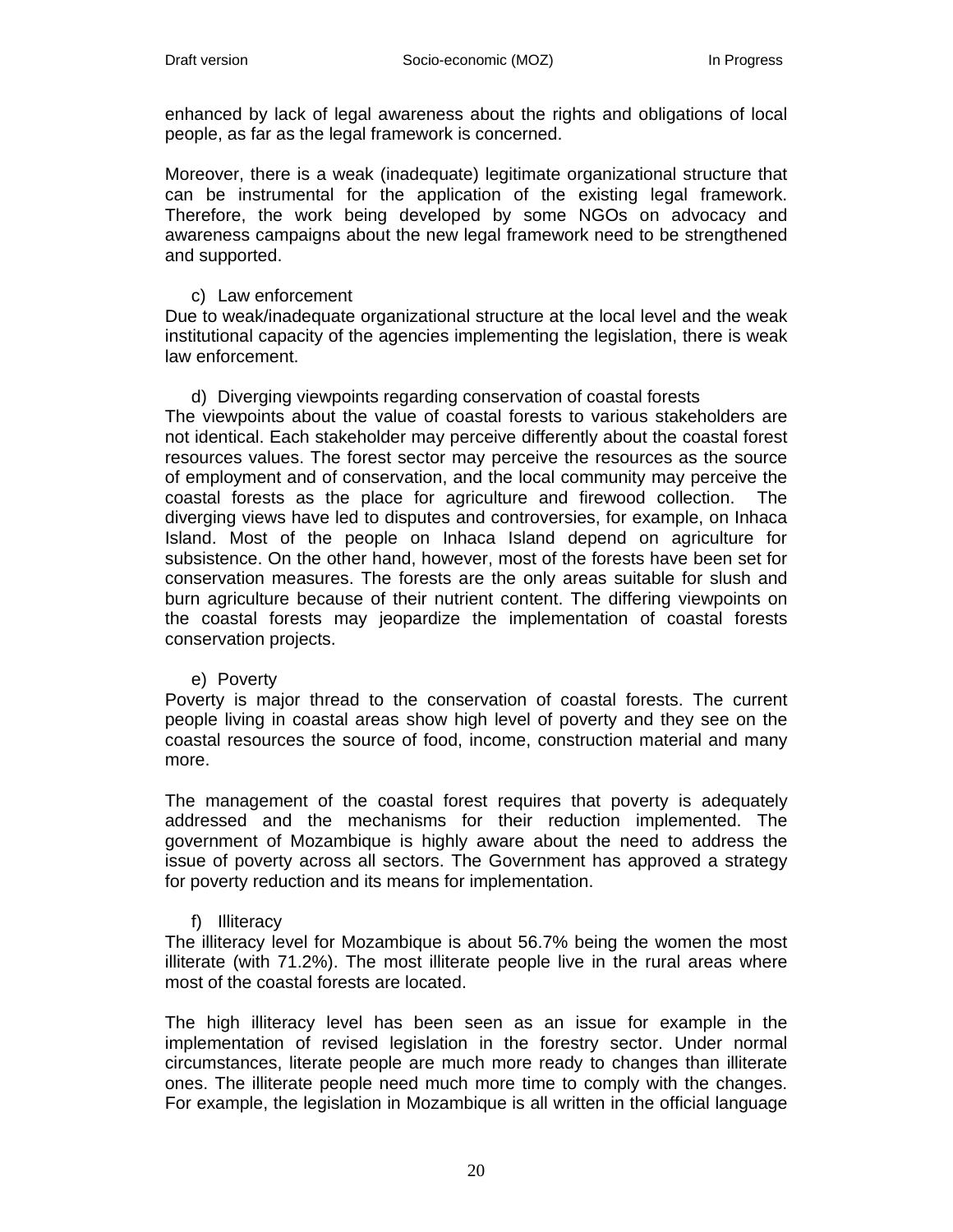enhanced by lack of legal awareness about the rights and obligations of local people, as far as the legal framework is concerned.

Moreover, there is a weak (inadequate) legitimate organizational structure that can be instrumental for the application of the existing legal framework. Therefore, the work being developed by some NGOs on advocacy and awareness campaigns about the new legal framework need to be strengthened and supported.

c) Law enforcement

Due to weak/inadequate organizational structure at the local level and the weak institutional capacity of the agencies implementing the legislation, there is weak law enforcement.

d) Diverging viewpoints regarding conservation of coastal forests

The viewpoints about the value of coastal forests to various stakeholders are not identical. Each stakeholder may perceive differently about the coastal forest resources values. The forest sector may perceive the resources as the source of employment and of conservation, and the local community may perceive the coastal forests as the place for agriculture and firewood collection. The diverging views have led to disputes and controversies, for example, on Inhaca Island. Most of the people on Inhaca Island depend on agriculture for subsistence. On the other hand, however, most of the forests have been set for conservation measures. The forests are the only areas suitable for slush and burn agriculture because of their nutrient content. The differing viewpoints on the coastal forests may jeopardize the implementation of coastal forests conservation projects.

e) Poverty

Poverty is major thread to the conservation of coastal forests. The current people living in coastal areas show high level of poverty and they see on the coastal resources the source of food, income, construction material and many more.

The management of the coastal forest requires that poverty is adequately addressed and the mechanisms for their reduction implemented. The government of Mozambique is highly aware about the need to address the issue of poverty across all sectors. The Government has approved a strategy for poverty reduction and its means for implementation.

f) Illiteracy

The illiteracy level for Mozambique is about 56.7% being the women the most illiterate (with 71.2%). The most illiterate people live in the rural areas where most of the coastal forests are located.

The high illiteracy level has been seen as an issue for example in the implementation of revised legislation in the forestry sector. Under normal circumstances, literate people are much more ready to changes than illiterate ones. The illiterate people need much more time to comply with the changes. For example, the legislation in Mozambique is all written in the official language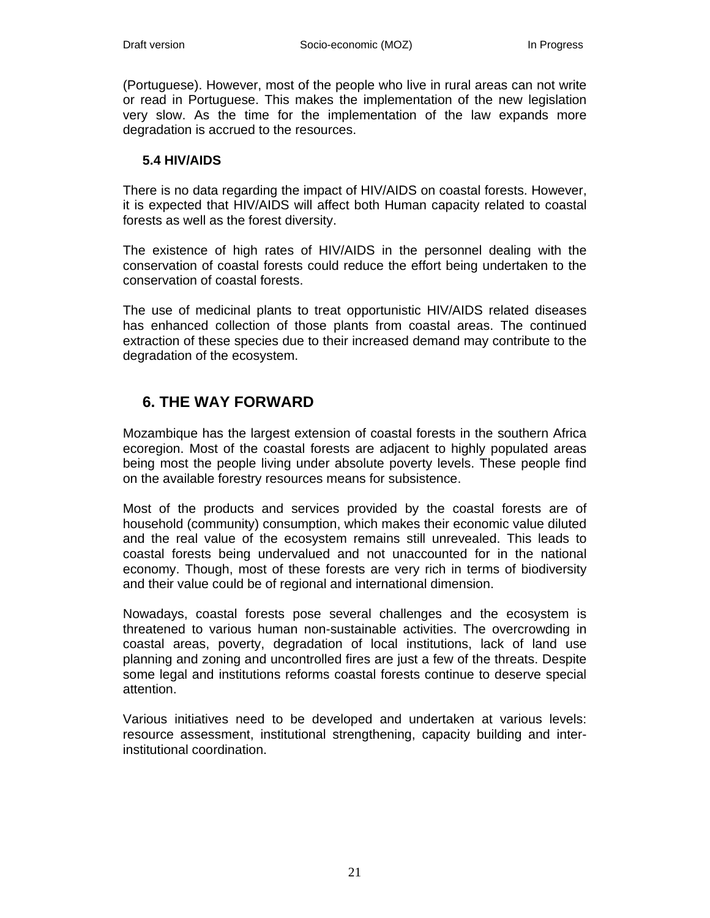(Portuguese). However, most of the people who live in rural areas can not write or read in Portuguese. This makes the implementation of the new legislation very slow. As the time for the implementation of the law expands more degradation is accrued to the resources.

### 5.4 HIV/AIDS

There is no data regarding the impact of HIV/AIDS on coastal forests. However, it is expected that HIV/AIDS will affect both Human capacity related to coastal forests as well as the forest diversity.

The existence of high rates of HIV/AIDS in the personnel dealing with the conservation of coastal forests could reduce the effort being undertaken to the conservation of coastal forests.

The use of medicinal plants to treat opportunistic HIV/AIDS related diseases has enhanced collection of those plants from coastal areas. The continued extraction of these species due to their increased demand may contribute to the degradation of the ecosystem.

## 6. THE WAY FORWARD

Mozambique has the largest extension of coastal forests in the southern Africa ecoregion. Most of the coastal forests are adjacent to highly populated areas being most the people living under absolute poverty levels. These people find on the available forestry resources means for subsistence.

Most of the products and services provided by the coastal forests are of household (community) consumption, which makes their economic value diluted and the real value of the ecosystem remains still unrevealed. This leads to coastal forests being undervalued and not unaccounted for in the national economy. Though, most of these forests are very rich in terms of biodiversity and their value could be of regional and international dimension.

Nowadays, coastal forests pose several challenges and the ecosystem is threatened to various human non-sustainable activities. The overcrowding in coastal areas, poverty, degradation of local institutions, lack of land use planning and zoning and uncontrolled fires are just a few of the threats. Despite some legal and institutions reforms coastal forests continue to deserve special attention.

Various initiatives need to be developed and undertaken at various levels: resource assessment, institutional strengthening, capacity building and inter-institutional coordination.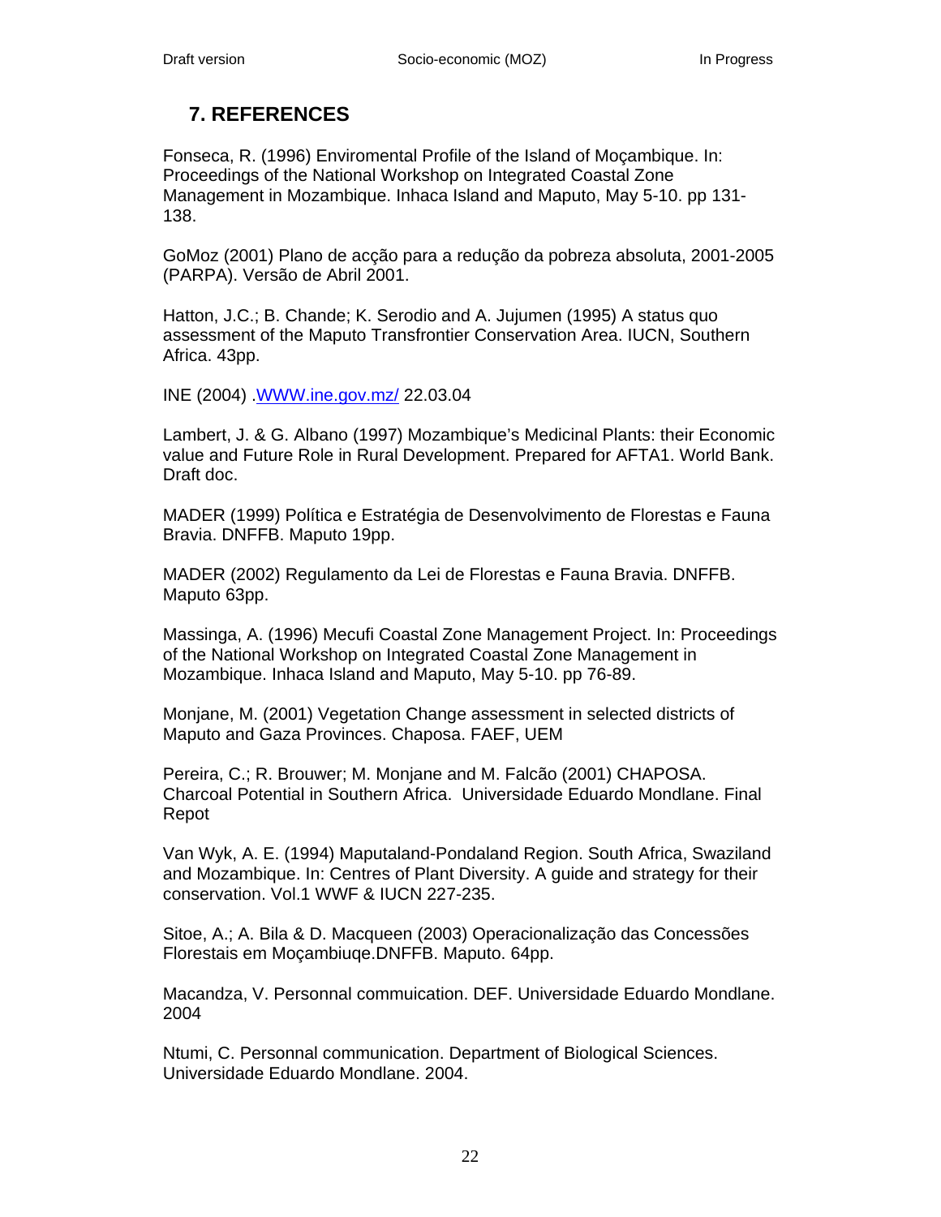## 7. REFERENCES

Fonseca, R. (1996) Enviromental Profile of the Island of Moçambique. In: Proceedings of the National Workshop on Integrated Coastal Zone Management in Mozambique. Inhaca Island and Maputo, May 5-10. pp 131-138.

GoMoz (2001) Plano de acção para a redução da pobreza absoluta, 2001-2005 (PARPA). Versão de Abril 2001.

Hatton, J.C.; B. Chande; K. Serodio and A. Jujumen (1995) A status quo assessment of the Maputo Transfrontier Conservation Area. IUCN, Southern Africa. 43pp.

INE (2004) .WWW.ine.gov.mz/ 22.03.04

Lambert, J. & G. Albano (1997) Mozambique's Medicinal Plants: their Economic value and Future Role in Rural Development. Prepared for AFTA1. World Bank. Draft doc.

MADER (1999) Política e Estratégia de Desenvolvimento de Florestas e Fauna Bravia. DNFFB. Maputo 19pp.

MADER (2002) Regulamento da Lei de Florestas e Fauna Bravia. DNFFB. Maputo 63pp.

Massinga, A. (1996) Mecufi Coastal Zone Management Project. In: Proceedings of the National Workshop on Integrated Coastal Zone Management in Mozambique. Inhaca Island and Maputo, May 5-10. pp 76-89.

Monjane, M. (2001) Vegetation Change assessment in selected districts of Maputo and Gaza Provinces. Chaposa. FAEF, UEM

Pereira, C.; R. Brouwer; M. Monjane and M. Falcão (2001) CHAPOSA. Charcoal Potential in Southern Africa. Universidade Eduardo Mondlane. Final Repot

Van Wyk, A. E. (1994) Maputaland-Pondaland Region. South Africa, Swaziland and Mozambique. In: Centres of Plant Diversity. A guide and strategy for their conservation. Vol.1 WWF & IUCN 227-235.

Sitoe, A.; A. Bila & D. Macqueen (2003) Operacionalização das Concessões Florestais em Moçambiuqe.DNFFB. Maputo. 64pp.

Macandza, V. Personnal commuication. DEF. Universidade Eduardo Mondlane. 2004

Ntumi, C. Personnal communication. Department of Biological Sciences. Universidade Eduardo Mondlane. 2004.